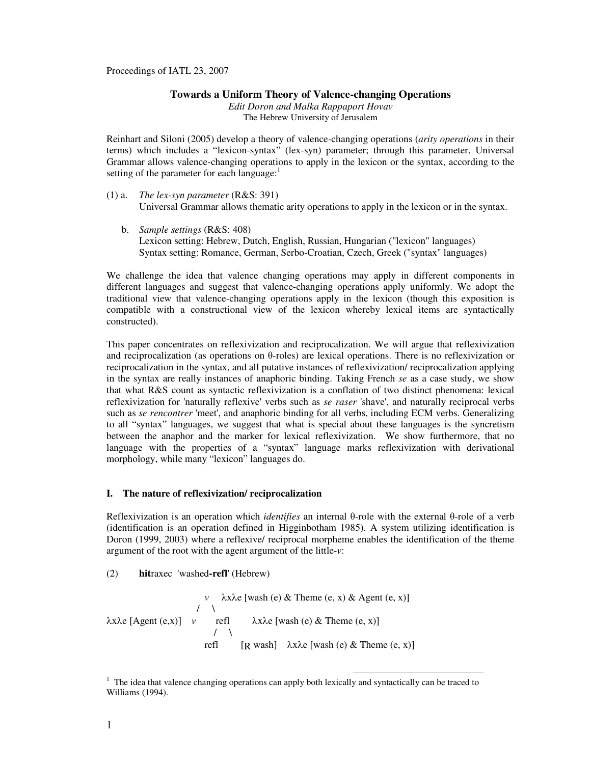Proceedings of IATL 23, 2007

# Towards a Uniform Theory of Valence-changing Operations

*Edit Doron and Malka Rappaport Hovav*
The Hebrew University of Jerusalem

Reinhart and Siloni (2005) develop a theory of valence-changing operations (*arity operations* in their terms) which includes a "lexicon-syntax" (lex-syn) parameter; through this parameter, Universal Grammar allows valence-changing operations to apply in the lexicon or the syntax, according to the setting of the parameter for each language:[1]

(1) a. *The lex-syn parameter* (R&S: 391)
Universal Grammar allows thematic arity operations to apply in the lexicon or in the syntax.

b. *Sample settings* (R&S: 408)
Lexicon setting: Hebrew, Dutch, English, Russian, Hungarian ("lexicon" languages)
Syntax setting: Romance, German, Serbo-Croatian, Czech, Greek ("syntax" languages)

We challenge the idea that valence changing operations may apply in different components in different languages and suggest that valence-changing operations apply uniformly. We adopt the traditional view that valence-changing operations apply in the lexicon (though this exposition is compatible with a constructional view of the lexicon whereby lexical items are syntactically constructed).

This paper concentrates on reflexivization and reciprocalization. We will argue that reflexivization and reciprocalization (as operations on θ-roles) are lexical operations. There is no reflexivization or reciprocalization in the syntax, and all putative instances of reflexivization/ reciprocalization applying in the syntax are really instances of anaphoric binding. Taking French *se* as a case study, we show that what R&S count as syntactic reflexivization is a conflation of two distinct phenomena: lexical reflexivization for 'naturally reflexive' verbs such as *se raser* 'shave', and naturally reciprocal verbs such as *se rencontrer* 'meet', and anaphoric binding for all verbs, including ECM verbs. Generalizing to all "syntax" languages, we suggest that what is special about these languages is the syncretism between the anaphor and the marker for lexical reflexivization. We show furthermore, that no language with the properties of a "syntax" language marks reflexivization with derivational morphology, while many "lexicon" languages do.

## I. The nature of reflexivization/ reciprocalization

Reflexivization is an operation which *identifies* an internal θ-role with the external θ-role of a verb (identification is an operation defined in Higginbotham 1985). A system utilizing identification is Doron (1999, 2003) where a reflexive/ reciprocal morpheme enables the identification of the theme argument of the root with the agent argument of the little-*v*:

(2) **hit**raxec 'washed-**refl**' (Hebrew)

```
                        v     λxλe [wash (e) & Theme (e, x) & Agent (e, x)]
                      /   \
λxλe [Agent (e,x)]   v     refl      λxλe [wash (e) & Theme (e, x)]
                          /    \
                       refl    [R wash]   λxλe [wash (e) & Theme (e, x)]
```

[1] The idea that valence changing operations can apply both lexically and syntactically can be traced to Williams (1994).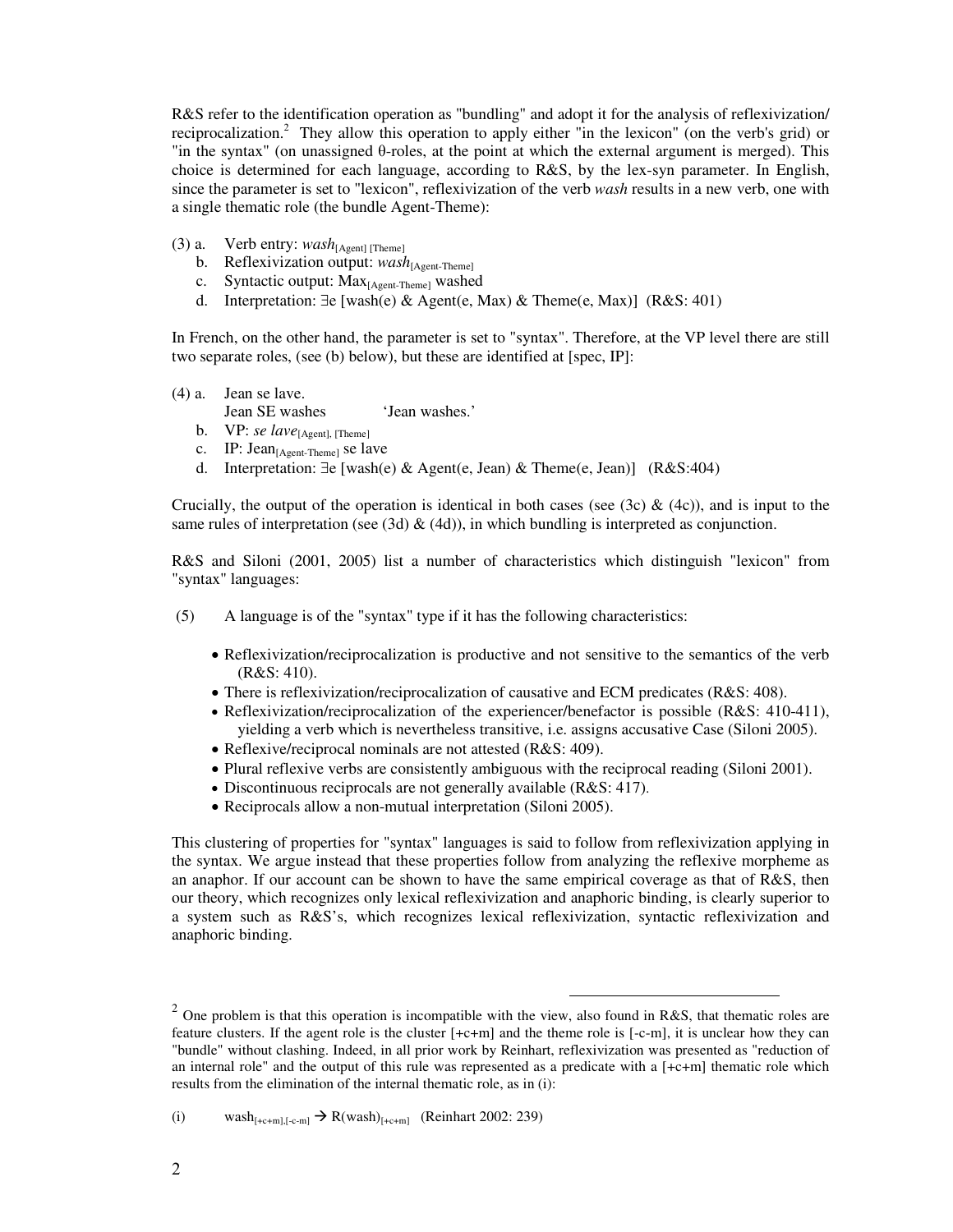R&S refer to the identification operation as "bundling" and adopt it for the analysis of reflexivization/ reciprocalization.[2] They allow this operation to apply either "in the lexicon" (on the verb's grid) or "in the syntax" (on unassigned θ-roles, at the point at which the external argument is merged). This choice is determined for each language, according to R&S, by the lex-syn parameter. In English, since the parameter is set to "lexicon", reflexivization of the verb *wash* results in a new verb, one with a single thematic role (the bundle Agent-Theme):

(3) a. Verb entry: $\textit{wash}_{\text{[Agent] [Theme]}}$
&nbsp;&nbsp;&nbsp;&nbsp;b. Reflexivization output: $\textit{wash}_{\text{[Agent-Theme]}}$
&nbsp;&nbsp;&nbsp;&nbsp;c. Syntactic output: $\text{Max}_{\text{[Agent-Theme]}}$ washed
&nbsp;&nbsp;&nbsp;&nbsp;d. Interpretation: $\exists e$ [wash(e) & Agent(e, Max) & Theme(e, Max)] (R&S: 401)

In French, on the other hand, the parameter is set to "syntax". Therefore, at the VP level there are still two separate roles, (see (b) below), but these are identified at [spec, IP]:

(4) a. Jean se lave.
&nbsp;&nbsp;&nbsp;&nbsp;&nbsp;&nbsp;&nbsp;Jean SE washes &nbsp;&nbsp;&nbsp;&nbsp;&nbsp;&nbsp;'Jean washes.'
&nbsp;&nbsp;&nbsp;&nbsp;b. VP: $\textit{se lave}_{\text{[Agent], [Theme]}}$
&nbsp;&nbsp;&nbsp;&nbsp;c. IP: $\text{Jean}_{\text{[Agent-Theme]}}$ se lave
&nbsp;&nbsp;&nbsp;&nbsp;d. Interpretation: $\exists e$ [wash(e) & Agent(e, Jean) & Theme(e, Jean)] (R&S:404)

Crucially, the output of the operation is identical in both cases (see (3c) & (4c)), and is input to the same rules of interpretation (see (3d) & (4d)), in which bundling is interpreted as conjunction.

R&S and Siloni (2001, 2005) list a number of characteristics which distinguish "lexicon" from "syntax" languages:

(5) A language is of the "syntax" type if it has the following characteristics:

- Reflexivization/reciprocalization is productive and not sensitive to the semantics of the verb (R&S: 410).
- There is reflexivization/reciprocalization of causative and ECM predicates (R&S: 408).
- Reflexivization/reciprocalization of the experiencer/benefactor is possible (R&S: 410-411), yielding a verb which is nevertheless transitive, i.e. assigns accusative Case (Siloni 2005).
- Reflexive/reciprocal nominals are not attested (R&S: 409).
- Plural reflexive verbs are consistently ambiguous with the reciprocal reading (Siloni 2001).
- Discontinuous reciprocals are not generally available (R&S: 417).
- Reciprocals allow a non-mutual interpretation (Siloni 2005).

This clustering of properties for "syntax" languages is said to follow from reflexivization applying in the syntax. We argue instead that these properties follow from analyzing the reflexive morpheme as an anaphor. If our account can be shown to have the same empirical coverage as that of R&S, then our theory, which recognizes only lexical reflexivization and anaphoric binding, is clearly superior to a system such as R&S's, which recognizes lexical reflexivization, syntactic reflexivization and anaphoric binding.

---

[2] One problem is that this operation is incompatible with the view, also found in R&S, that thematic roles are feature clusters. If the agent role is the cluster [+c+m] and the theme role is [-c-m], it is unclear how they can "bundle" without clashing. Indeed, in all prior work by Reinhart, reflexivization was presented as "reduction of an internal role" and the output of this rule was represented as a predicate with a [+c+m] thematic role which results from the elimination of the internal thematic role, as in (i):

(i) $\text{wash}_{[+c+m],[-c-m]} \rightarrow \text{R(wash)}_{[+c+m]}$ (Reinhart 2002: 239)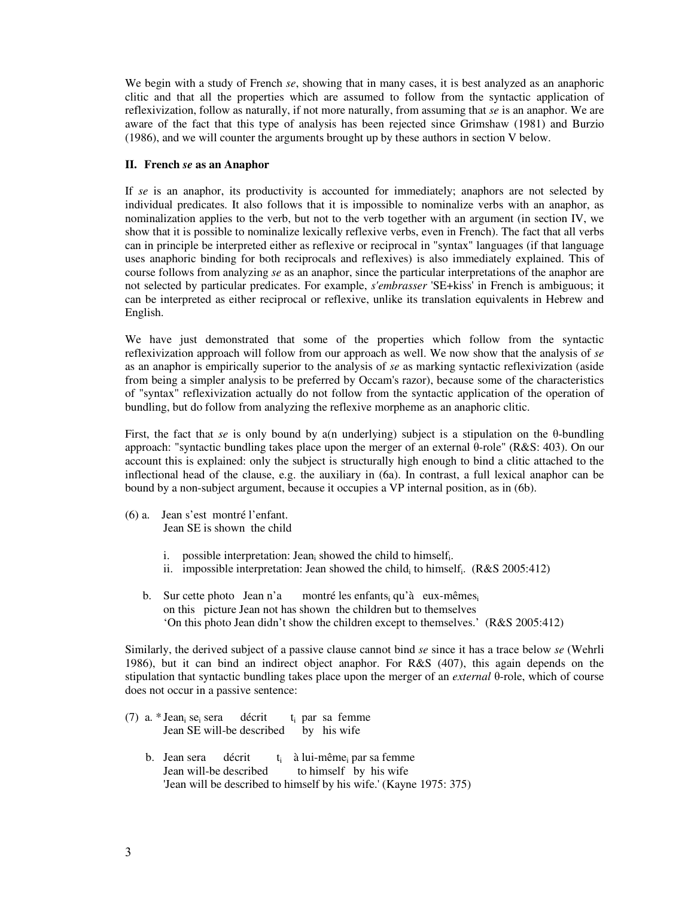We begin with a study of French *se*, showing that in many cases, it is best analyzed as an anaphoric clitic and that all the properties which are assumed to follow from the syntactic application of reflexivization, follow as naturally, if not more naturally, from assuming that *se* is an anaphor. We are aware of the fact that this type of analysis has been rejected since Grimshaw (1981) and Burzio (1986), and we will counter the arguments brought up by these authors in section V below.

## II. French *se* as an Anaphor

If *se* is an anaphor, its productivity is accounted for immediately; anaphors are not selected by individual predicates. It also follows that it is impossible to nominalize verbs with an anaphor, as nominalization applies to the verb, but not to the verb together with an argument (in section IV, we show that it is possible to nominalize lexically reflexive verbs, even in French). The fact that all verbs can in principle be interpreted either as reflexive or reciprocal in "syntax" languages (if that language uses anaphoric binding for both reciprocals and reflexives) is also immediately explained. This of course follows from analyzing *se* as an anaphor, since the particular interpretations of the anaphor are not selected by particular predicates. For example, *s'embrasser* 'SE+kiss' in French is ambiguous; it can be interpreted as either reciprocal or reflexive, unlike its translation equivalents in Hebrew and English.

We have just demonstrated that some of the properties which follow from the syntactic reflexivization approach will follow from our approach as well. We now show that the analysis of *se* as an anaphor is empirically superior to the analysis of *se* as marking syntactic reflexivization (aside from being a simpler analysis to be preferred by Occam's razor), because some of the characteristics of "syntax" reflexivization actually do not follow from the syntactic application of the operation of bundling, but do follow from analyzing the reflexive morpheme as an anaphoric clitic.

First, the fact that *se* is only bound by a(n underlying) subject is a stipulation on the θ-bundling approach: "syntactic bundling takes place upon the merger of an external θ-role" (R&S: 403). On our account this is explained: only the subject is structurally high enough to bind a clitic attached to the inflectional head of the clause, e.g. the auxiliary in (6a). In contrast, a full lexical anaphor can be bound by a non-subject argument, because it occupies a VP internal position, as in (6b).

(6) a. Jean s'est montré l'enfant.
 Jean SE is shown the child

 i. possible interpretation: Jean$_i$ showed the child to himself$_i$.
 ii. impossible interpretation: Jean showed the child$_i$ to himself$_i$. (R&S 2005:412)

 b. Sur cette photo Jean n'a montré les enfants$_i$ qu'à eux-mêmes$_i$
 on this picture Jean not has shown the children but to themselves
 'On this photo Jean didn't show the children except to themselves.' (R&S 2005:412)

Similarly, the derived subject of a passive clause cannot bind *se* since it has a trace below *se* (Wehrli 1986), but it can bind an indirect object anaphor. For R&S (407), this again depends on the stipulation that syntactic bundling takes place upon the merger of an *external* θ-role, which of course does not occur in a passive sentence:

(7) a. * Jean$_i$ se$_i$ sera décrit t$_i$ par sa femme
 Jean SE will-be described by his wife

 b. Jean sera décrit t$_i$ à lui-même$_i$ par sa femme
 Jean will-be described to himself by his wife
 'Jean will be described to himself by his wife.' (Kayne 1975: 375)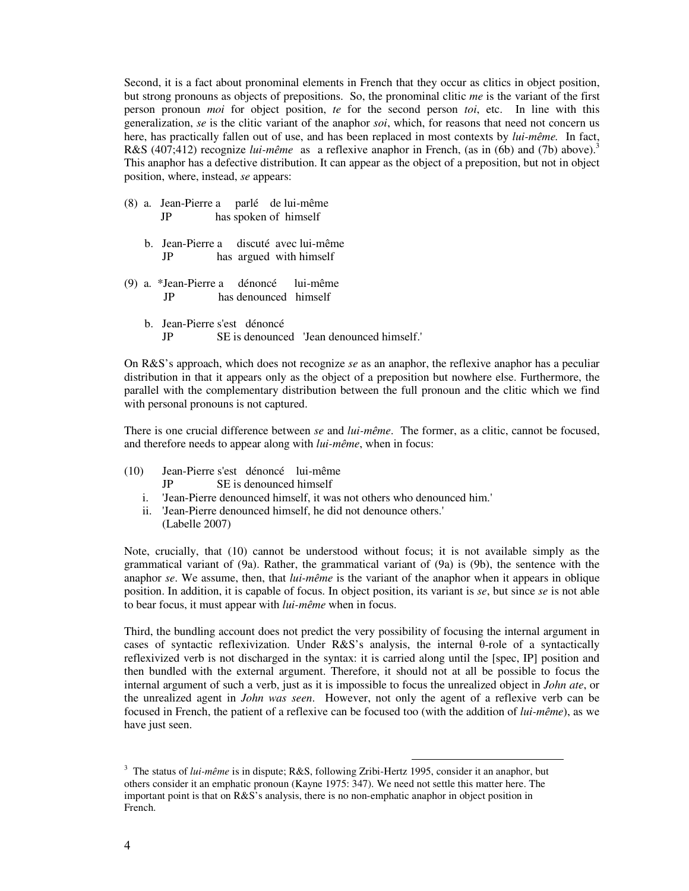Second, it is a fact about pronominal elements in French that they occur as clitics in object position, but strong pronouns as objects of prepositions. So, the pronominal clitic *me* is the variant of the first person pronoun *moi* for object position, *te* for the second person *toi*, etc. In line with this generalization, *se* is the clitic variant of the anaphor *soi*, which, for reasons that need not concern us here, has practically fallen out of use, and has been replaced in most contexts by *lui-même.* In fact, R&S (407;412) recognize *lui-même* as a reflexive anaphor in French, (as in (6b) and (7b) above).[3] This anaphor has a defective distribution. It can appear as the object of a preposition, but not in object position, where, instead, *se* appears:

(8) a. Jean-Pierre a parlé de lui-même
 JP has spoken of himself

 b. Jean-Pierre a discuté avec lui-même
 JP has argued with himself

(9) a. *Jean-Pierre a dénoncé lui-même
 JP has denounced himself

 b. Jean-Pierre s'est dénoncé
 JP SE is denounced 'Jean denounced himself.'

On R&S's approach, which does not recognize *se* as an anaphor, the reflexive anaphor has a peculiar distribution in that it appears only as the object of a preposition but nowhere else. Furthermore, the parallel with the complementary distribution between the full pronoun and the clitic which we find with personal pronouns is not captured.

There is one crucial difference between *se* and *lui-même*. The former, as a clitic, cannot be focused, and therefore needs to appear along with *lui-même*, when in focus:

(10) Jean-Pierre s'est dénoncé lui-même
 JP SE is denounced himself
 i. 'Jean-Pierre denounced himself, it was not others who denounced him.'
 ii. 'Jean-Pierre denounced himself, he did not denounce others.'
 (Labelle 2007)

Note, crucially, that (10) cannot be understood without focus; it is not available simply as the grammatical variant of (9a). Rather, the grammatical variant of (9a) is (9b), the sentence with the anaphor *se*. We assume, then, that *lui-même* is the variant of the anaphor when it appears in oblique position. In addition, it is capable of focus. In object position, its variant is *se*, but since *se* is not able to bear focus, it must appear with *lui-même* when in focus.

Third, the bundling account does not predict the very possibility of focusing the internal argument in cases of syntactic reflexivization. Under R&S's analysis, the internal θ-role of a syntactically reflexivized verb is not discharged in the syntax: it is carried along until the [spec, IP] position and then bundled with the external argument. Therefore, it should not at all be possible to focus the internal argument of such a verb, just as it is impossible to focus the unrealized object in *John ate*, or the unrealized agent in *John was seen*. However, not only the agent of a reflexive verb can be focused in French, the patient of a reflexive can be focused too (with the addition of *lui-même*), as we have just seen.

---

[3] The status of *lui-même* is in dispute; R&S, following Zribi-Hertz 1995, consider it an anaphor, but others consider it an emphatic pronoun (Kayne 1975: 347). We need not settle this matter here. The important point is that on R&S's analysis, there is no non-emphatic anaphor in object position in French.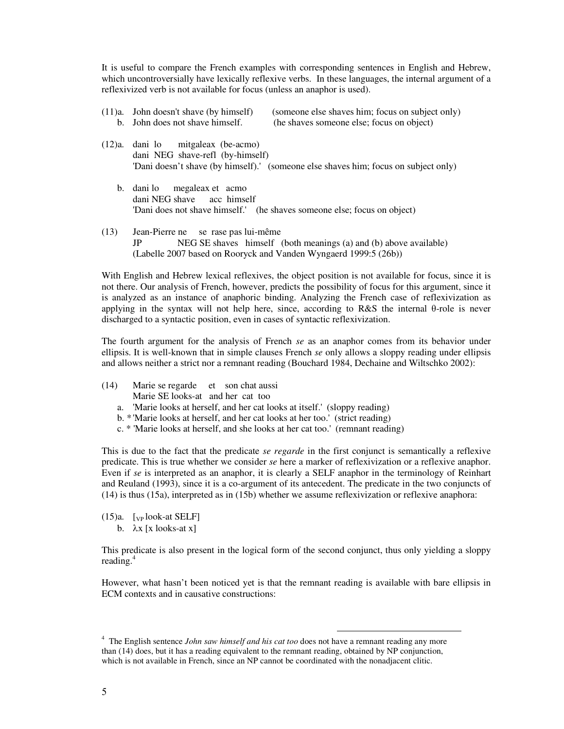It is useful to compare the French examples with corresponding sentences in English and Hebrew, which uncontroversially have lexically reflexive verbs. In these languages, the internal argument of a reflexivized verb is not available for focus (unless an anaphor is used).

(11)a. John doesn't shave (by himself) (someone else shaves him; focus on subject only)
    b. John does not shave himself. (he shaves someone else; focus on object)

(12)a. dani lo mitgaleax (be-acmo)
    dani NEG shave-refl (by-himself)
    'Dani doesn't shave (by himself).' (someone else shaves him; focus on subject only)

   b. dani lo megaleax et acmo
    dani NEG shave acc himself
    'Dani does not shave himself.' (he shaves someone else; focus on object)

(13) Jean-Pierre ne se rase pas lui-même
   JP NEG SE shaves himself (both meanings (a) and (b) above available)
   (Labelle 2007 based on Rooryck and Vanden Wyngaerd 1999:5 (26b))

With English and Hebrew lexical reflexives, the object position is not available for focus, since it is not there. Our analysis of French, however, predicts the possibility of focus for this argument, since it is analyzed as an instance of anaphoric binding. Analyzing the French case of reflexivization as applying in the syntax will not help here, since, according to R&S the internal θ-role is never discharged to a syntactic position, even in cases of syntactic reflexivization.

The fourth argument for the analysis of French *se* as an anaphor comes from its behavior under ellipsis. It is well-known that in simple clauses French *se* only allows a sloppy reading under ellipsis and allows neither a strict nor a remnant reading (Bouchard 1984, Dechaine and Wiltschko 2002):

(14) Marie se regarde et son chat aussi
   Marie SE looks-at and her cat too
   a. 'Marie looks at herself, and her cat looks at itself.' (sloppy reading)
   b. * 'Marie looks at herself, and her cat looks at her too.' (strict reading)
   c. * 'Marie looks at herself, and she looks at her cat too.' (remnant reading)

This is due to the fact that the predicate *se regarde* in the first conjunct is semantically a reflexive predicate. This is true whether we consider *se* here a marker of reflexivization or a reflexive anaphor. Even if *se* is interpreted as an anaphor, it is clearly a SELF anaphor in the terminology of Reinhart and Reuland (1993), since it is a co-argument of its antecedent. The predicate in the two conjuncts of (14) is thus (15a), interpreted as in (15b) whether we assume reflexivization or reflexive anaphora:

(15)a. $[_{VP}$ look-at SELF]
   b. λx [x looks-at x]

This predicate is also present in the logical form of the second conjunct, thus only yielding a sloppy reading.[4]

However, what hasn't been noticed yet is that the remnant reading is available with bare ellipsis in ECM contexts and in causative constructions:

---

[4] The English sentence *John saw himself and his cat too* does not have a remnant reading any more than (14) does, but it has a reading equivalent to the remnant reading, obtained by NP conjunction, which is not available in French, since an NP cannot be coordinated with the nonadjacent clitic.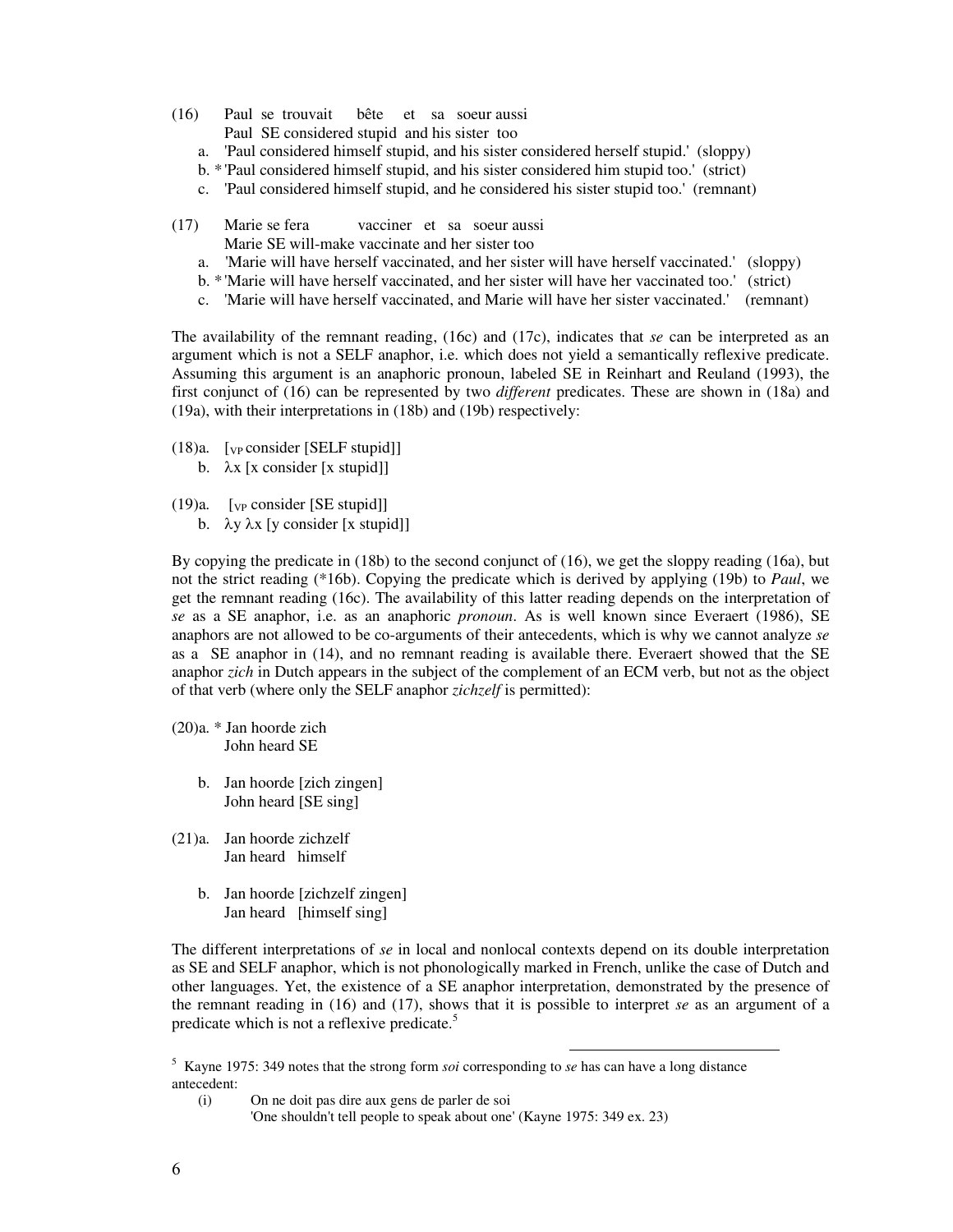(16) Paul se trouvait bête et sa soeur aussi
Paul SE considered stupid and his sister too

a. 'Paul considered himself stupid, and his sister considered herself stupid.' (sloppy)
b. * 'Paul considered himself stupid, and his sister considered him stupid too.' (strict)
c. 'Paul considered himself stupid, and he considered his sister stupid too.' (remnant)

(17) Marie se fera vacciner et sa soeur aussi
Marie SE will-make vaccinate and her sister too

a. 'Marie will have herself vaccinated, and her sister will have herself vaccinated.' (sloppy)
b. * 'Marie will have herself vaccinated, and her sister will have her vaccinated too.' (strict)
c. 'Marie will have herself vaccinated, and Marie will have her sister vaccinated.' (remnant)

The availability of the remnant reading, (16c) and (17c), indicates that *se* can be interpreted as an argument which is not a SELF anaphor, i.e. which does not yield a semantically reflexive predicate. Assuming this argument is an anaphoric pronoun, labeled SE in Reinhart and Reuland (1993), the first conjunct of (16) can be represented by two *different* predicates. These are shown in (18a) and (19a), with their interpretations in (18b) and (19b) respectively:

(18) a. [$_{VP}$ consider [SELF stupid]]
b. λx [x consider [x stupid]]

(19) a. [$_{VP}$ consider [SE stupid]]
b. λy λx [y consider [x stupid]]

By copying the predicate in (18b) to the second conjunct of (16), we get the sloppy reading (16a), but not the strict reading (*16b). Copying the predicate which is derived by applying (19b) to *Paul*, we get the remnant reading (16c). The availability of this latter reading depends on the interpretation of *se* as a SE anaphor, i.e. as an anaphoric *pronoun*. As is well known since Everaert (1986), SE anaphors are not allowed to be co-arguments of their antecedents, which is why we cannot analyze *se* as a SE anaphor in (14), and no remnant reading is available there. Everaert showed that the SE anaphor *zich* in Dutch appears in the subject of the complement of an ECM verb, but not as the object of that verb (where only the SELF anaphor *zichzelf* is permitted):

(20) a. * Jan hoorde zich
John heard SE

b. Jan hoorde [zich zingen]
John heard [SE sing]

(21) a. Jan hoorde zichzelf
Jan heard himself

b. Jan hoorde [zichzelf zingen]
Jan heard [himself sing]

The different interpretations of *se* in local and nonlocal contexts depend on its double interpretation as SE and SELF anaphor, which is not phonologically marked in French, unlike the case of Dutch and other languages. Yet, the existence of a SE anaphor interpretation, demonstrated by the presence of the remnant reading in (16) and (17), shows that it is possible to interpret *se* as an argument of a predicate which is not a reflexive predicate.[5]

---

[5] Kayne 1975: 349 notes that the strong form *soi* corresponding to *se* has can have a long distance antecedent:

(i) On ne doit pas dire aux gens de parler de soi
'One shouldn't tell people to speak about one' (Kayne 1975: 349 ex. 23)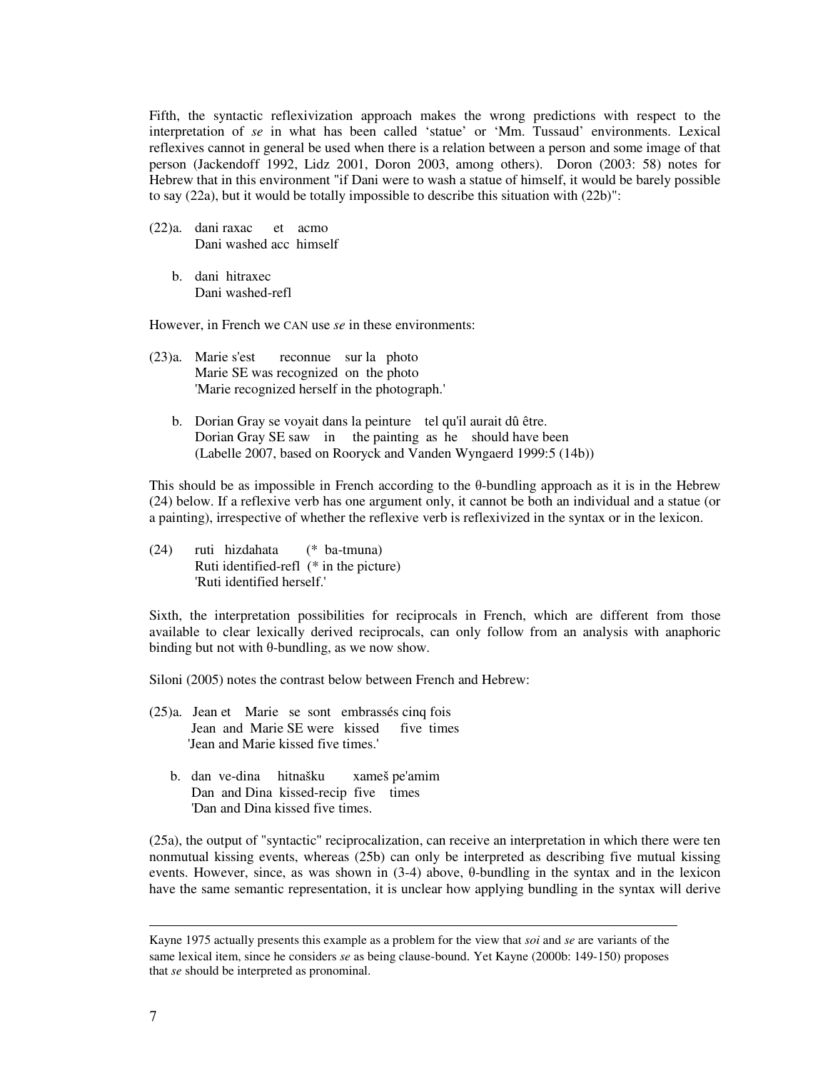Fifth, the syntactic reflexivization approach makes the wrong predictions with respect to the interpretation of *se* in what has been called 'statue' or 'Mm. Tussaud' environments. Lexical reflexives cannot in general be used when there is a relation between a person and some image of that person (Jackendoff 1992, Lidz 2001, Doron 2003, among others). Doron (2003: 58) notes for Hebrew that in this environment "if Dani were to wash a statue of himself, it would be barely possible to say (22a), but it would be totally impossible to describe this situation with (22b)":

(22) a. dani raxac et acmo
   Dani washed acc himself

 b. dani hitraxec
   Dani washed-refl

However, in French we CAN use *se* in these environments:

(23) a. Marie s'est reconnue sur la photo
   Marie SE was recognized on the photo
   'Marie recognized herself in the photograph.'

 b. Dorian Gray se voyait dans la peinture tel qu'il aurait dû être.
   Dorian Gray SE saw in the painting as he should have been
   (Labelle 2007, based on Rooryck and Vanden Wyngaerd 1999:5 (14b))

This should be as impossible in French according to the θ-bundling approach as it is in the Hebrew (24) below. If a reflexive verb has one argument only, it cannot be both an individual and a statue (or a painting), irrespective of whether the reflexive verb is reflexivized in the syntax or in the lexicon.

(24) ruti hizdahata (* ba-tmuna)
   Ruti identified-refl (* in the picture)
   'Ruti identified herself.'

Sixth, the interpretation possibilities for reciprocals in French, which are different from those available to clear lexically derived reciprocals, can only follow from an analysis with anaphoric binding but not with θ-bundling, as we now show.

Siloni (2005) notes the contrast below between French and Hebrew:

(25) a. Jean et Marie se sont embrassés cinq fois
   Jean and Marie SE were kissed five times
   'Jean and Marie kissed five times.'

 b. dan ve-dina hitnašku xameš pe'amim
   Dan and Dina kissed-recip five times
   'Dan and Dina kissed five times.

(25a), the output of "syntactic" reciprocalization, can receive an interpretation in which there were ten nonmutual kissing events, whereas (25b) can only be interpreted as describing five mutual kissing events. However, since, as was shown in (3-4) above, θ-bundling in the syntax and in the lexicon have the same semantic representation, it is unclear how applying bundling in the syntax will derive

---

Kayne 1975 actually presents this example as a problem for the view that *soi* and *se* are variants of the same lexical item, since he considers *se* as being clause-bound. Yet Kayne (2000b: 149-150) proposes that *se* should be interpreted as pronominal.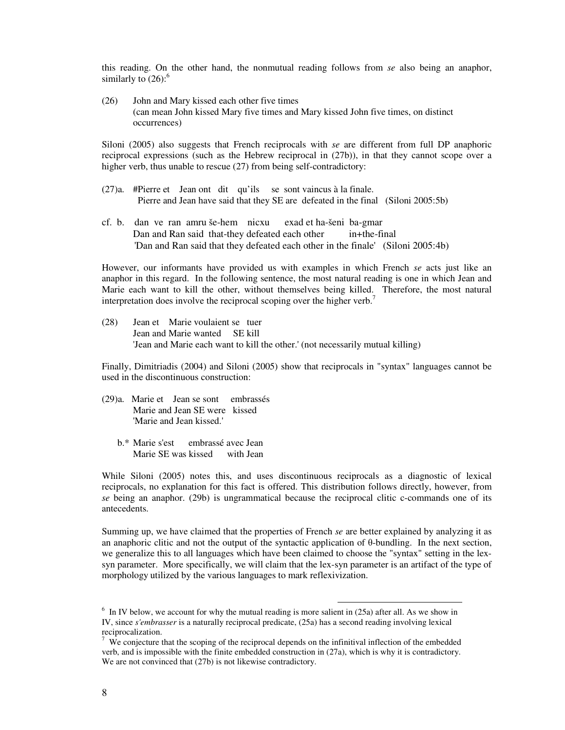this reading. On the other hand, the nonmutual reading follows from *se* also being an anaphor, similarly to (26):[6]

(26) John and Mary kissed each other five times
(can mean John kissed Mary five times and Mary kissed John five times, on distinct occurrences)

Siloni (2005) also suggests that French reciprocals with *se* are different from full DP anaphoric reciprocal expressions (such as the Hebrew reciprocal in (27b)), in that they cannot scope over a higher verb, thus unable to rescue (27) from being self-contradictory:

(27)a. #Pierre et Jean ont dit qu'ils se sont vaincus à la finale.
Pierre and Jean have said that they SE are defeated in the final (Siloni 2005:5b)

cf. b. dan ve ran amru še-hem nicxu exad et ha-šeni ba-gmar
Dan and Ran said that-they defeated each other in+the-final
'Dan and Ran said that they defeated each other in the finale' (Siloni 2005:4b)

However, our informants have provided us with examples in which French *se* acts just like an anaphor in this regard. In the following sentence, the most natural reading is one in which Jean and Marie each want to kill the other, without themselves being killed. Therefore, the most natural interpretation does involve the reciprocal scoping over the higher verb.[7]

(28) Jean et Marie voulaient se tuer
Jean and Marie wanted SE kill
'Jean and Marie each want to kill the other.' (not necessarily mutual killing)

Finally, Dimitriadis (2004) and Siloni (2005) show that reciprocals in "syntax" languages cannot be used in the discontinuous construction:

(29)a. Marie et Jean se sont embrassés
Marie and Jean SE were kissed
'Marie and Jean kissed.'

b.* Marie s'est embrassé avec Jean
Marie SE was kissed with Jean

While Siloni (2005) notes this, and uses discontinuous reciprocals as a diagnostic of lexical reciprocals, no explanation for this fact is offered. This distribution follows directly, however, from *se* being an anaphor. (29b) is ungrammatical because the reciprocal clitic c-commands one of its antecedents.

Summing up, we have claimed that the properties of French *se* are better explained by analyzing it as an anaphoric clitic and not the output of the syntactic application of θ-bundling. In the next section, we generalize this to all languages which have been claimed to choose the "syntax" setting in the lex-syn parameter. More specifically, we will claim that the lex-syn parameter is an artifact of the type of morphology utilized by the various languages to mark reflexivization.

[6] In IV below, we account for why the mutual reading is more salient in (25a) after all. As we show in IV, since *s'embrasser* is a naturally reciprocal predicate, (25a) has a second reading involving lexical reciprocalization.

[7] We conjecture that the scoping of the reciprocal depends on the infinitival inflection of the embedded verb, and is impossible with the finite embedded construction in (27a), which is why it is contradictory. We are not convinced that (27b) is not likewise contradictory.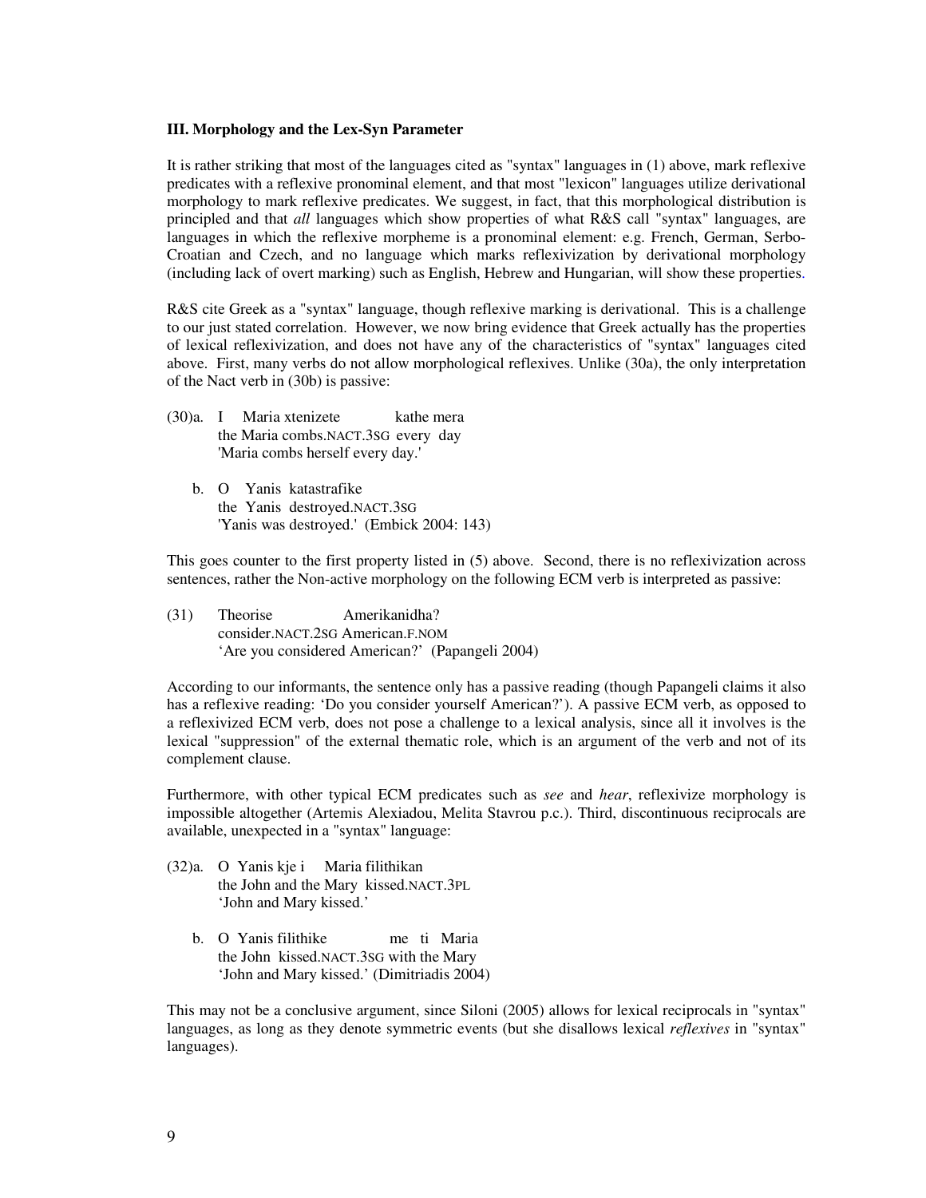### III. Morphology and the Lex-Syn Parameter

It is rather striking that most of the languages cited as "syntax" languages in (1) above, mark reflexive predicates with a reflexive pronominal element, and that most "lexicon" languages utilize derivational morphology to mark reflexive predicates. We suggest, in fact, that this morphological distribution is principled and that *all* languages which show properties of what R&S call "syntax" languages, are languages in which the reflexive morpheme is a pronominal element: e.g. French, German, Serbo-Croatian and Czech, and no language which marks reflexivization by derivational morphology (including lack of overt marking) such as English, Hebrew and Hungarian, will show these properties.

R&S cite Greek as a "syntax" language, though reflexive marking is derivational. This is a challenge to our just stated correlation. However, we now bring evidence that Greek actually has the properties of lexical reflexivization, and does not have any of the characteristics of "syntax" languages cited above. First, many verbs do not allow morphological reflexives. Unlike (30a), the only interpretation of the Nact verb in (30b) is passive:

(30) a. I Maria xtenizete kathe mera
the Maria combs.NACT.3SG every day
'Maria combs herself every day.'

b. O Yanis katastrafike
the Yanis destroyed.NACT.3SG
'Yanis was destroyed.' (Embick 2004: 143)

This goes counter to the first property listed in (5) above. Second, there is no reflexivization across sentences, rather the Non-active morphology on the following ECM verb is interpreted as passive:

(31) Theorise Amerikanidha?
consider.NACT.2SG American.F.NOM
'Are you considered American?' (Papangeli 2004)

According to our informants, the sentence only has a passive reading (though Papangeli claims it also has a reflexive reading: 'Do you consider yourself American?'). A passive ECM verb, as opposed to a reflexivized ECM verb, does not pose a challenge to a lexical analysis, since all it involves is the lexical "suppression" of the external thematic role, which is an argument of the verb and not of its complement clause.

Furthermore, with other typical ECM predicates such as *see* and *hear*, reflexivize morphology is impossible altogether (Artemis Alexiadou, Melita Stavrou p.c.). Third, discontinuous reciprocals are available, unexpected in a "syntax" language:

(32) a. O Yanis kje i Maria filithikan
the John and the Mary kissed.NACT.3PL
'John and Mary kissed.'

b. O Yanis filithike me ti Maria
the John kissed.NACT.3SG with the Mary
'John and Mary kissed.' (Dimitriadis 2004)

This may not be a conclusive argument, since Siloni (2005) allows for lexical reciprocals in "syntax" languages, as long as they denote symmetric events (but she disallows lexical *reflexives* in "syntax" languages).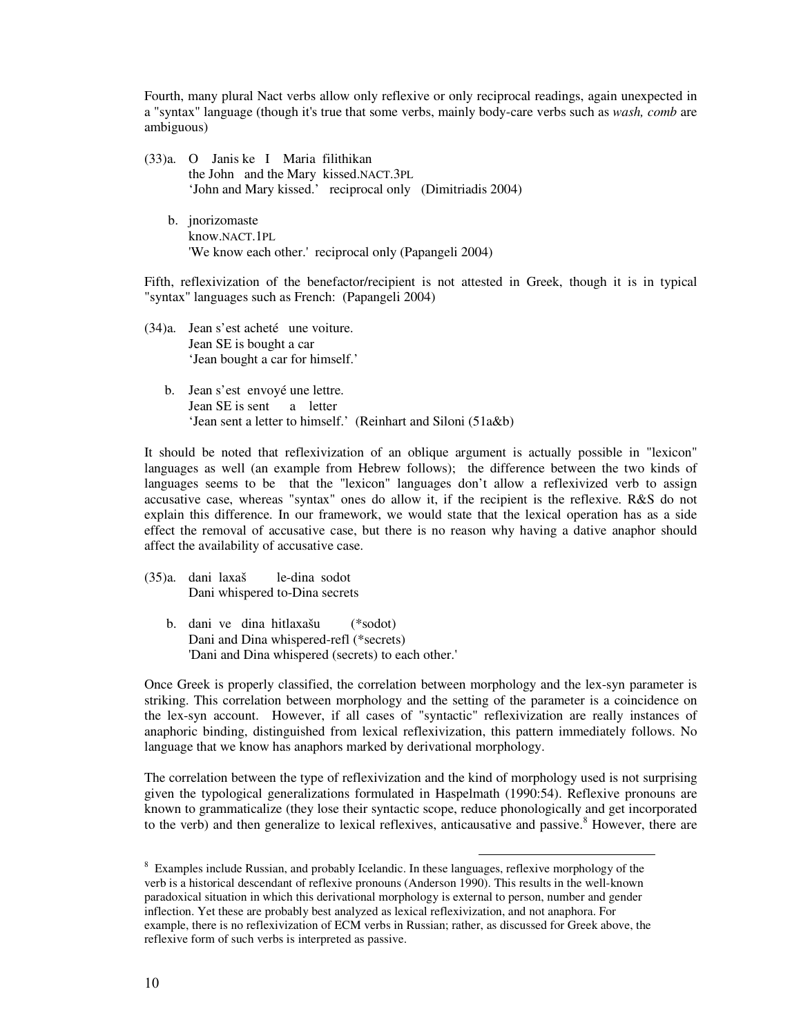Fourth, many plural Nact verbs allow only reflexive or only reciprocal readings, again unexpected in a "syntax" language (though it's true that some verbs, mainly body-care verbs such as *wash, comb* are ambiguous)

(33)a. O Janis ke I Maria filithikan
the John and the Mary kissed.NACT.3PL
'John and Mary kissed.' reciprocal only (Dimitriadis 2004)

b. jnorizomaste
know.NACT.1PL
'We know each other.' reciprocal only (Papangeli 2004)

Fifth, reflexivization of the benefactor/recipient is not attested in Greek, though it is in typical "syntax" languages such as French: (Papangeli 2004)

(34)a. Jean s'est acheté une voiture.
Jean SE is bought a car
'Jean bought a car for himself.'

b. Jean s'est envoyé une lettre.
Jean SE is sent a letter
'Jean sent a letter to himself.' (Reinhart and Siloni (51a&b)

It should be noted that reflexivization of an oblique argument is actually possible in "lexicon" languages as well (an example from Hebrew follows); the difference between the two kinds of languages seems to be that the "lexicon" languages don't allow a reflexivized verb to assign accusative case, whereas "syntax" ones do allow it, if the recipient is the reflexive. R&S do not explain this difference. In our framework, we would state that the lexical operation has as a side effect the removal of accusative case, but there is no reason why having a dative anaphor should affect the availability of accusative case.

(35)a. dani laxaš le-dina sodot
Dani whispered to-Dina secrets

b. dani ve dina hitlaxašu (*sodot)
Dani and Dina whispered-refl (*secrets)
'Dani and Dina whispered (secrets) to each other.'

Once Greek is properly classified, the correlation between morphology and the lex-syn parameter is striking. This correlation between morphology and the setting of the parameter is a coincidence on the lex-syn account. However, if all cases of "syntactic" reflexivization are really instances of anaphoric binding, distinguished from lexical reflexivization, this pattern immediately follows. No language that we know has anaphors marked by derivational morphology.

The correlation between the type of reflexivization and the kind of morphology used is not surprising given the typological generalizations formulated in Haspelmath (1990:54). Reflexive pronouns are known to grammaticalize (they lose their syntactic scope, reduce phonologically and get incorporated to the verb) and then generalize to lexical reflexives, anticausative and passive.[8] However, there are

[8] Examples include Russian, and probably Icelandic. In these languages, reflexive morphology of the verb is a historical descendant of reflexive pronouns (Anderson 1990). This results in the well-known paradoxical situation in which this derivational morphology is external to person, number and gender inflection. Yet these are probably best analyzed as lexical reflexivization, and not anaphora. For example, there is no reflexivization of ECM verbs in Russian; rather, as discussed for Greek above, the reflexive form of such verbs is interpreted as passive.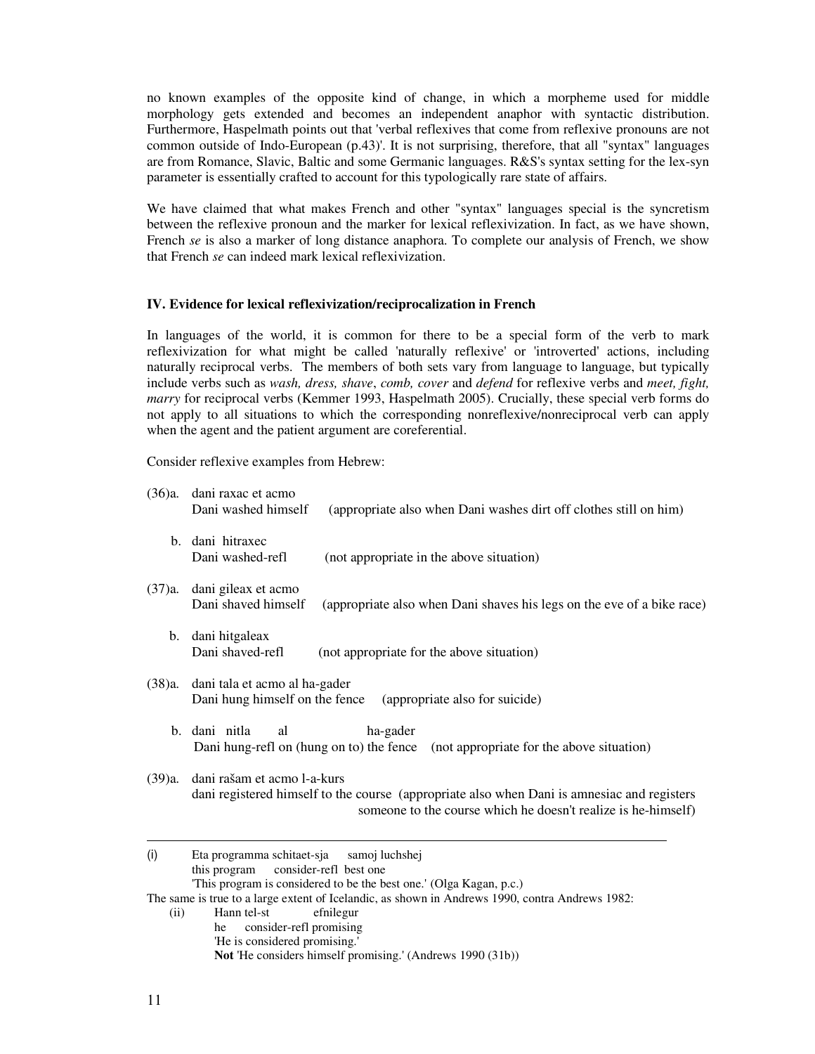no known examples of the opposite kind of change, in which a morpheme used for middle morphology gets extended and becomes an independent anaphor with syntactic distribution. Furthermore, Haspelmath points out that 'verbal reflexives that come from reflexive pronouns are not common outside of Indo-European (p.43)'. It is not surprising, therefore, that all "syntax" languages are from Romance, Slavic, Baltic and some Germanic languages. R&S's syntax setting for the lex-syn parameter is essentially crafted to account for this typologically rare state of affairs.

We have claimed that what makes French and other "syntax" languages special is the syncretism between the reflexive pronoun and the marker for lexical reflexivization. In fact, as we have shown, French *se* is also a marker of long distance anaphora. To complete our analysis of French, we show that French *se* can indeed mark lexical reflexivization.

### IV. Evidence for lexical reflexivization/reciprocalization in French

In languages of the world, it is common for there to be a special form of the verb to mark reflexivization for what might be called 'naturally reflexive' or 'introverted' actions, including naturally reciprocal verbs. The members of both sets vary from language to language, but typically include verbs such as *wash, dress, shave*, *comb, cover* and *defend* for reflexive verbs and *meet, fight, marry* for reciprocal verbs (Kemmer 1993, Haspelmath 2005). Crucially, these special verb forms do not apply to all situations to which the corresponding nonreflexive/nonreciprocal verb can apply when the agent and the patient argument are coreferential.

Consider reflexive examples from Hebrew:

(36)a. dani raxac et acmo
Dani washed himself (appropriate also when Dani washes dirt off clothes still on him)

b. dani hitraxec
Dani washed-refl (not appropriate in the above situation)

(37)a. dani gileax et acmo
Dani shaved himself (appropriate also when Dani shaves his legs on the eve of a bike race)

b. dani hitgaleax
Dani shaved-refl (not appropriate for the above situation)

(38)a. dani tala et acmo al ha-gader
Dani hung himself on the fence (appropriate also for suicide)

b. dani nitla al ha-gader
Dani hung-refl on (hung on to) the fence (not appropriate for the above situation)

(39)a. dani rašam et acmo l-a-kurs
dani registered himself to the course (appropriate also when Dani is amnesiac and registers someone to the course which he doesn't realize is he-himself)

---

(i) Eta programma schitaet-sja samoj luchshej
this program consider-refl best one
'This program is considered to be the best one.' (Olga Kagan, p.c.)

The same is true to a large extent of Icelandic, as shown in Andrews 1990, contra Andrews 1982:

(ii) Hann tel-st efnilegur
he consider-refl promising
'He is considered promising.'
**Not** 'He considers himself promising.' (Andrews 1990 (31b))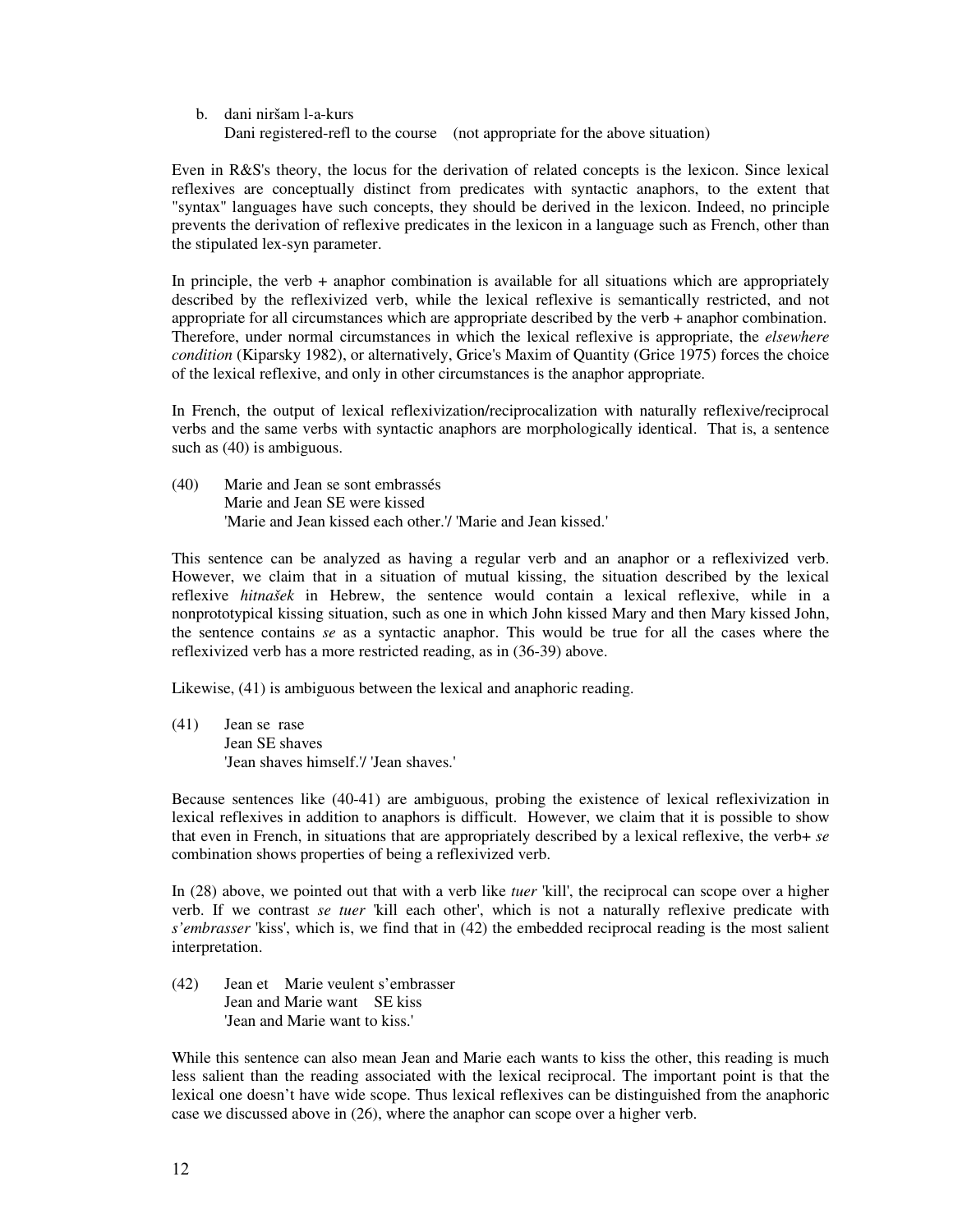b. dani niršam l-a-kurs
   Dani registered-refl to the course    (not appropriate for the above situation)

Even in R&S's theory, the locus for the derivation of related concepts is the lexicon. Since lexical reflexives are conceptually distinct from predicates with syntactic anaphors, to the extent that "syntax" languages have such concepts, they should be derived in the lexicon. Indeed, no principle prevents the derivation of reflexive predicates in the lexicon in a language such as French, other than the stipulated lex-syn parameter.

In principle, the verb + anaphor combination is available for all situations which are appropriately described by the reflexivized verb, while the lexical reflexive is semantically restricted, and not appropriate for all circumstances which are appropriate described by the verb + anaphor combination. Therefore, under normal circumstances in which the lexical reflexive is appropriate, the *elsewhere condition* (Kiparsky 1982), or alternatively, Grice's Maxim of Quantity (Grice 1975) forces the choice of the lexical reflexive, and only in other circumstances is the anaphor appropriate.

In French, the output of lexical reflexivization/reciprocalization with naturally reflexive/reciprocal verbs and the same verbs with syntactic anaphors are morphologically identical. That is, a sentence such as (40) is ambiguous.

(40) Marie and Jean se sont embrassés
     Marie and Jean SE were kissed
     'Marie and Jean kissed each other.'/ 'Marie and Jean kissed.'

This sentence can be analyzed as having a regular verb and an anaphor or a reflexivized verb. However, we claim that in a situation of mutual kissing, the situation described by the lexical reflexive *hitnašek* in Hebrew, the sentence would contain a lexical reflexive, while in a nonprototypical kissing situation, such as one in which John kissed Mary and then Mary kissed John, the sentence contains *se* as a syntactic anaphor. This would be true for all the cases where the reflexivized verb has a more restricted reading, as in (36-39) above.

Likewise, (41) is ambiguous between the lexical and anaphoric reading.

(41) Jean se rase
     Jean SE shaves
     'Jean shaves himself.'/ 'Jean shaves.'

Because sentences like (40-41) are ambiguous, probing the existence of lexical reflexivization in lexical reflexives in addition to anaphors is difficult. However, we claim that it is possible to show that even in French, in situations that are appropriately described by a lexical reflexive, the verb+ *se* combination shows properties of being a reflexivized verb.

In (28) above, we pointed out that with a verb like *tuer* 'kill', the reciprocal can scope over a higher verb. If we contrast *se tuer* 'kill each other', which is not a naturally reflexive predicate with *s'embrasser* 'kiss', which is, we find that in (42) the embedded reciprocal reading is the most salient interpretation.

(42) Jean et Marie veulent s'embrasser
     Jean and Marie want SE kiss
     'Jean and Marie want to kiss.'

While this sentence can also mean Jean and Marie each wants to kiss the other, this reading is much less salient than the reading associated with the lexical reciprocal. The important point is that the lexical one doesn't have wide scope. Thus lexical reflexives can be distinguished from the anaphoric case we discussed above in (26), where the anaphor can scope over a higher verb.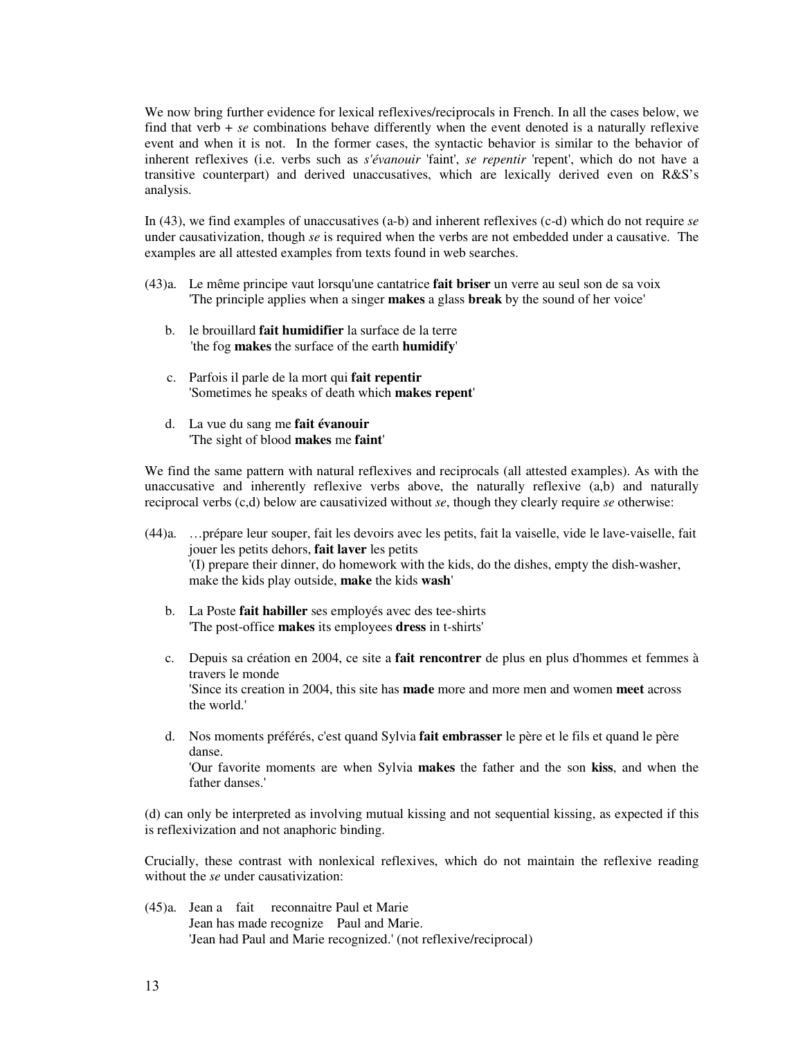We now bring further evidence for lexical reflexives/reciprocals in French. In all the cases below, we find that verb + *se* combinations behave differently when the event denoted is a naturally reflexive event and when it is not. In the former cases, the syntactic behavior is similar to the behavior of inherent reflexives (i.e. verbs such as *s'évanouir* 'faint', *se repentir* 'repent', which do not have a transitive counterpart) and derived unaccusatives, which are lexically derived even on R&S's analysis.

In (43), we find examples of unaccusatives (a-b) and inherent reflexives (c-d) which do not require *se* under causativization, though *se* is required when the verbs are not embedded under a causative. The examples are all attested examples from texts found in web searches.

(43)a. Le même principe vaut lorsqu'une cantatrice **fait briser** un verre au seul son de sa voix
'The principle applies when a singer **makes** a glass **break** by the sound of her voice'

b. le brouillard **fait humidifier** la surface de la terre
'the fog **makes** the surface of the earth **humidify**'

c. Parfois il parle de la mort qui **fait repentir**
'Sometimes he speaks of death which **makes repent**'

d. La vue du sang me **fait évanouir**
'The sight of blood **makes** me **faint**'

We find the same pattern with natural reflexives and reciprocals (all attested examples). As with the unaccusative and inherently reflexive verbs above, the naturally reflexive (a,b) and naturally reciprocal verbs (c,d) below are causativized without *se*, though they clearly require *se* otherwise:

(44)a. …prépare leur souper, fait les devoirs avec les petits, fait la vaisselle, vide le lave-vaisselle, fait jouer les petits dehors, **fait laver** les petits
'(I) prepare their dinner, do homework with the kids, do the dishes, empty the dish-washer, make the kids play outside, **make** the kids **wash**'

b. La Poste **fait habiller** ses employés avec des tee-shirts
'The post-office **makes** its employees **dress** in t-shirts'

c. Depuis sa création en 2004, ce site a **fait rencontrer** de plus en plus d'hommes et femmes à travers le monde
'Since its creation in 2004, this site has **made** more and more men and women **meet** across the world.'

d. Nos moments préférés, c'est quand Sylvia **fait embrasser** le père et le fils et quand le père danse.
'Our favorite moments are when Sylvia **makes** the father and the son **kiss**, and when the father danses.'

(d) can only be interpreted as involving mutual kissing and not sequential kissing, as expected if this is reflexivization and not anaphoric binding.

Crucially, these contrast with nonlexical reflexives, which do not maintain the reflexive reading without the *se* under causativization:

(45)a. Jean a fait reconnaitre Paul et Marie
Jean has made recognize Paul and Marie.
'Jean had Paul and Marie recognized.' (not reflexive/reciprocal)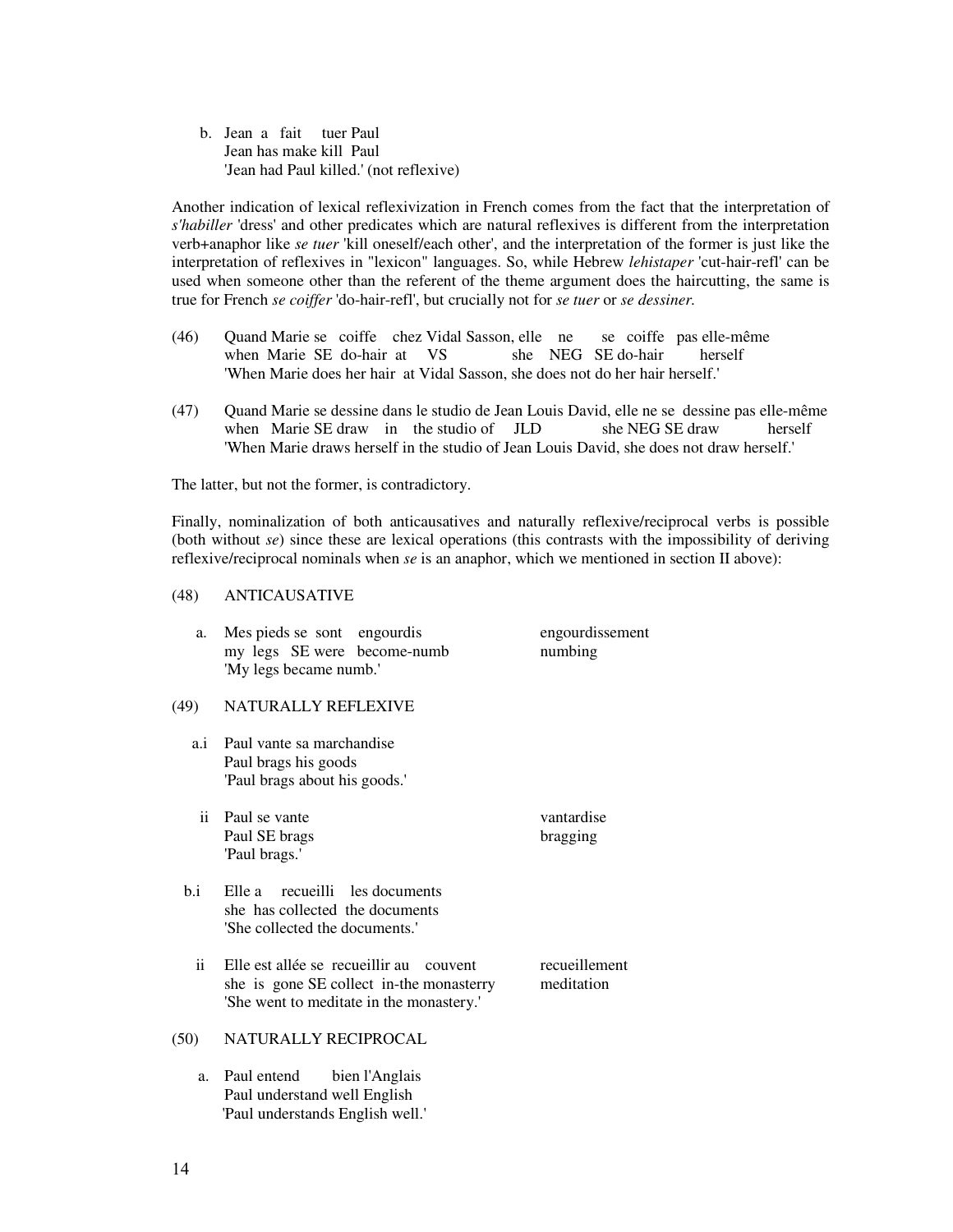b. Jean a fait tuer Paul
   Jean has make kill Paul
   'Jean had Paul killed.' (not reflexive)

Another indication of lexical reflexivization in French comes from the fact that the interpretation of *s'habiller* 'dress' and other predicates which are natural reflexives is different from the interpretation verb+anaphor like *se tuer* 'kill oneself/each other', and the interpretation of the former is just like the interpretation of reflexives in "lexicon" languages. So, while Hebrew *lehistaper* 'cut-hair-refl' can be used when someone other than the referent of the theme argument does the haircutting, the same is true for French *se coiffer* 'do-hair-refl', but crucially not for *se tuer* or *se dessiner.*

(46) Quand Marie se coiffe chez Vidal Sasson, elle ne se coiffe pas elle-même
     when Marie SE do-hair at VS she NEG SE do-hair herself
     'When Marie does her hair at Vidal Sasson, she does not do her hair herself.'

(47) Quand Marie se dessine dans le studio de Jean Louis David, elle ne se dessine pas elle-même
     when Marie SE draw in the studio of JLD she NEG SE draw herself
     'When Marie draws herself in the studio of Jean Louis David, she does not draw herself.'

The latter, but not the former, is contradictory.

Finally, nominalization of both anticausatives and naturally reflexive/reciprocal verbs is possible (both without *se*) since these are lexical operations (this contrasts with the impossibility of deriving reflexive/reciprocal nominals when *se* is an anaphor, which we mentioned in section II above):

(48) ANTICAUSATIVE

a. Mes pieds se sont engourdis — engourdissement
   my legs SE were become-numb — numbing
   'My legs became numb.'

(49) NATURALLY REFLEXIVE

a.i Paul vante sa marchandise
   Paul brags his goods
   'Paul brags about his goods.'

ii Paul se vante — vantardise
   Paul SE brags — bragging
   'Paul brags.'

b.i Elle a recueilli les documents
   she has collected the documents
   'She collected the documents.'

ii Elle est allée se recueillir au couvent — recueillement
   she is gone SE collect in-the monasterry — meditation
   'She went to meditate in the monastery.'

(50) NATURALLY RECIPROCAL

a. Paul entend bien l'Anglais
   Paul understand well English
   'Paul understands English well.'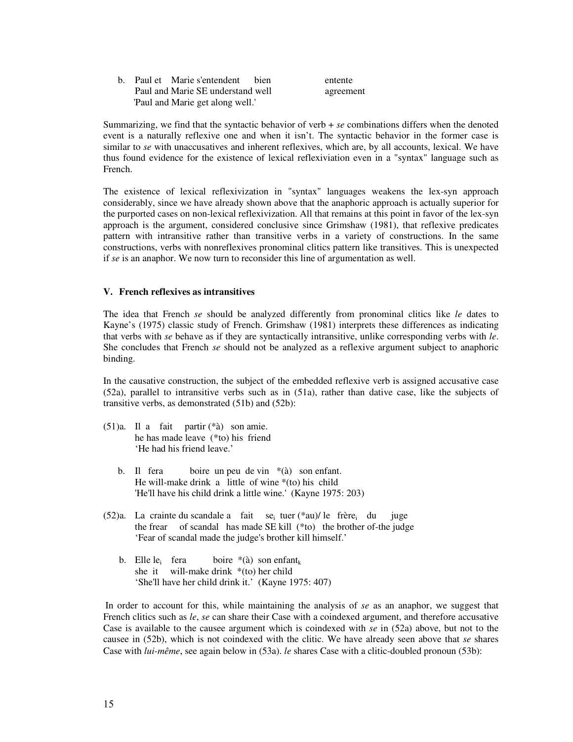b. Paul et Marie s'entendent bien                entente
   Paul and Marie SE understand well              agreement
   'Paul and Marie get along well.'

Summarizing, we find that the syntactic behavior of verb + *se* combinations differs when the denoted event is a naturally reflexive one and when it isn't. The syntactic behavior in the former case is similar to *se* with unaccusatives and inherent reflexives, which are, by all accounts, lexical. We have thus found evidence for the existence of lexical reflexiviation even in a "syntax" language such as French.

The existence of lexical reflexivization in "syntax" languages weakens the lex-syn approach considerably, since we have already shown above that the anaphoric approach is actually superior for the purported cases on non-lexical reflexivization. All that remains at this point in favor of the lex-syn approach is the argument, considered conclusive since Grimshaw (1981), that reflexive predicates pattern with intransitive rather than transitive verbs in a variety of constructions. In the same constructions, verbs with nonreflexives pronominal clitics pattern like transitives. This is unexpected if *se* is an anaphor. We now turn to reconsider this line of argumentation as well.

## V. French reflexives as intransitives

The idea that French *se* should be analyzed differently from pronominal clitics like *le* dates to Kayne's (1975) classic study of French. Grimshaw (1981) interprets these differences as indicating that verbs with *se* behave as if they are syntactically intransitive, unlike corresponding verbs with *le*. She concludes that French *se* should not be analyzed as a reflexive argument subject to anaphoric binding.

In the causative construction, the subject of the embedded reflexive verb is assigned accusative case (52a), parallel to intransitive verbs such as in (51a), rather than dative case, like the subjects of transitive verbs, as demonstrated (51b) and (52b):

(51)a. Il a fait partir (*à) son amie.
   he has made leave (*to) his friend
   'He had his friend leave.'

b. Il fera boire un peu de vin *(à) son enfant.
   He will-make drink a little of wine *(to) his child
   'He'll have his child drink a little wine.' (Kayne 1975: 203)

(52)a. La crainte du scandale a fait se$_i$ tuer (*au)/ le frère$_i$ du juge
   the frear of scandal has made SE kill (*to) the brother of-the judge
   'Fear of scandal made the judge's brother kill himself.'

b. Elle le$_i$ fera boire *(à) son enfant$_k$
   she it will-make drink *(to) her child
   'She'll have her child drink it.' (Kayne 1975: 407)

In order to account for this, while maintaining the analysis of *se* as an anaphor, we suggest that French clitics such as *le*, *se* can share their Case with a coindexed argument, and therefore accusative Case is available to the causee argument which is coindexed with *se* in (52a) above, but not to the causee in (52b), which is not coindexed with the clitic. We have already seen above that *se* shares Case with *lui-même*, see again below in (53a). *le* shares Case with a clitic-doubled pronoun (53b):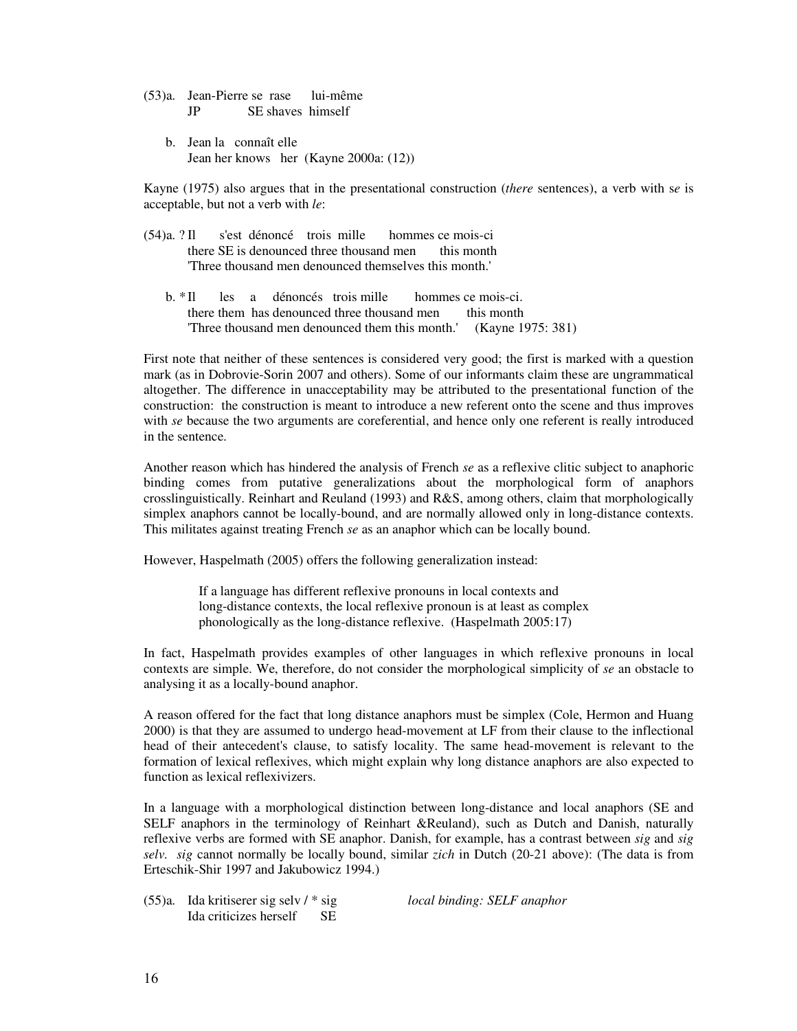(53)a. Jean-Pierre se rase lui-même
    JP SE shaves himself

  b. Jean la connaît elle
    Jean her knows her (Kayne 2000a: (12))

Kayne (1975) also argues that in the presentational construction (*there* sentences), a verb with s*e* is acceptable, but not a verb with *le*:

(54)a. ? Il s'est dénoncé trois mille hommes ce mois-ci
    there SE is denounced three thousand men this month
    'Three thousand men denounced themselves this month.'

  b. * Il les a dénoncés trois mille hommes ce mois-ci.
    there them has denounced three thousand men this month
    'Three thousand men denounced them this month.' (Kayne 1975: 381)

First note that neither of these sentences is considered very good; the first is marked with a question mark (as in Dobrovie-Sorin 2007 and others). Some of our informants claim these are ungrammatical altogether. The difference in unacceptability may be attributed to the presentational function of the construction: the construction is meant to introduce a new referent onto the scene and thus improves with *se* because the two arguments are coreferential, and hence only one referent is really introduced in the sentence.

Another reason which has hindered the analysis of French *se* as a reflexive clitic subject to anaphoric binding comes from putative generalizations about the morphological form of anaphors crosslinguistically. Reinhart and Reuland (1993) and R&S, among others, claim that morphologically simplex anaphors cannot be locally-bound, and are normally allowed only in long-distance contexts. This militates against treating French *se* as an anaphor which can be locally bound.

However, Haspelmath (2005) offers the following generalization instead:

> If a language has different reflexive pronouns in local contexts and long-distance contexts, the local reflexive pronoun is at least as complex phonologically as the long-distance reflexive. (Haspelmath 2005:17)

In fact, Haspelmath provides examples of other languages in which reflexive pronouns in local contexts are simple. We, therefore, do not consider the morphological simplicity of *se* an obstacle to analysing it as a locally-bound anaphor.

A reason offered for the fact that long distance anaphors must be simplex (Cole, Hermon and Huang 2000) is that they are assumed to undergo head-movement at LF from their clause to the inflectional head of their antecedent's clause, to satisfy locality. The same head-movement is relevant to the formation of lexical reflexives, which might explain why long distance anaphors are also expected to function as lexical reflexivizers.

In a language with a morphological distinction between long-distance and local anaphors (SE and SELF anaphors in the terminology of Reinhart &Reuland), such as Dutch and Danish, naturally reflexive verbs are formed with SE anaphor. Danish, for example, has a contrast between *sig* and *sig selv*. *sig* cannot normally be locally bound, similar *zich* in Dutch (20-21 above): (The data is from Erteschik-Shir 1997 and Jakubowicz 1994.)

(55)a. Ida kritiserer sig selv / * sig    *local binding: SELF anaphor*
    Ida criticizes herself SE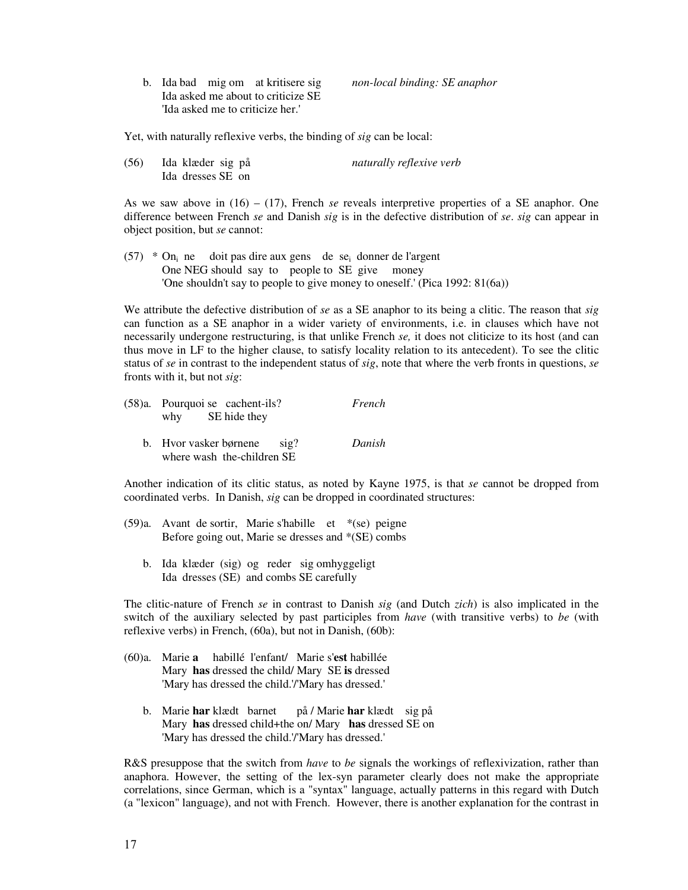b. Ida bad mig om at kritisere sig *non-local binding: SE anaphor*
   Ida asked me about to criticize SE
   'Ida asked me to criticize her.'

Yet, with naturally reflexive verbs, the binding of *sig* can be local:

(56) Ida klæder sig på *naturally reflexive verb*
     Ida dresses SE on

As we saw above in (16) – (17), French *se* reveals interpretive properties of a SE anaphor. One difference between French *se* and Danish *sig* is in the defective distribution of *se*. *sig* can appear in object position, but *se* cannot:

(57) * $On_i$ ne doit pas dire aux gens de $se_i$ donner de l'argent
     One NEG should say to people to SE give money
     'One shouldn't say to people to give money to oneself.' (Pica 1992: 81(6a))

We attribute the defective distribution of *se* as a SE anaphor to its being a clitic. The reason that *sig* can function as a SE anaphor in a wider variety of environments, i.e. in clauses which have not necessarily undergone restructuring, is that unlike French *se,* it does not cliticize to its host (and can thus move in LF to the higher clause, to satisfy locality relation to its antecedent). To see the clitic status of *se* in contrast to the independent status of *sig*, note that where the verb fronts in questions, *se* fronts with it, but not *sig*:

(58)a. Pourquoi se cachent-ils? *French*
       why SE hide they

b. Hvor vasker børnene sig? *Danish*
   where wash the-children SE

Another indication of its clitic status, as noted by Kayne 1975, is that *se* cannot be dropped from coordinated verbs. In Danish, *sig* can be dropped in coordinated structures:

(59)a. Avant de sortir, Marie s'habille et *(se) peigne
       Before going out, Marie se dresses and *(SE) combs

b. Ida klæder (sig) og reder sig omhyggeligt
   Ida dresses (SE) and combs SE carefully

The clitic-nature of French *se* in contrast to Danish *sig* (and Dutch *zich*) is also implicated in the switch of the auxiliary selected by past participles from *have* (with transitive verbs) to *be* (with reflexive verbs) in French, (60a), but not in Danish, (60b):

(60)a. Marie **a** habillé l'enfant/ Marie s'**est** habillée
       Mary **has** dressed the child/ Mary SE **is** dressed
       'Mary has dressed the child.'/'Mary has dressed.'

b. Marie **har** klædt barnet på / Marie **har** klædt sig på
   Mary **has** dressed child+the on/ Mary **has** dressed SE on
   'Mary has dressed the child.'/'Mary has dressed.'

R&S presuppose that the switch from *have* to *be* signals the workings of reflexivization, rather than anaphora. However, the setting of the lex-syn parameter clearly does not make the appropriate correlations, since German, which is a "syntax" language, actually patterns in this regard with Dutch (a "lexicon" language), and not with French. However, there is another explanation for the contrast in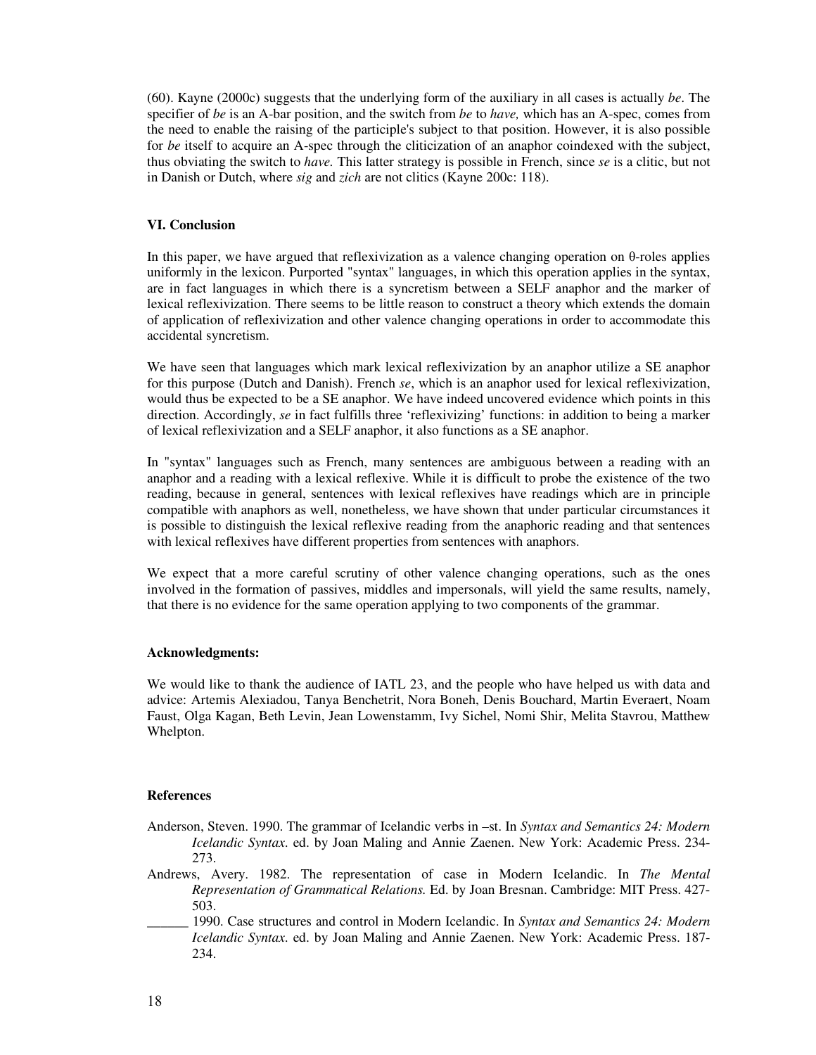(60). Kayne (2000c) suggests that the underlying form of the auxiliary in all cases is actually *be*. The specifier of *be* is an A-bar position, and the switch from *be* to *have,* which has an A-spec, comes from the need to enable the raising of the participle's subject to that position. However, it is also possible for *be* itself to acquire an A-spec through the cliticization of an anaphor coindexed with the subject, thus obviating the switch to *have.* This latter strategy is possible in French, since *se* is a clitic, but not in Danish or Dutch, where *sig* and *zich* are not clitics (Kayne 200c: 118).

### VI. Conclusion

In this paper, we have argued that reflexivization as a valence changing operation on θ-roles applies uniformly in the lexicon. Purported "syntax" languages, in which this operation applies in the syntax, are in fact languages in which there is a syncretism between a SELF anaphor and the marker of lexical reflexivization. There seems to be little reason to construct a theory which extends the domain of application of reflexivization and other valence changing operations in order to accommodate this accidental syncretism.

We have seen that languages which mark lexical reflexivization by an anaphor utilize a SE anaphor for this purpose (Dutch and Danish). French *se*, which is an anaphor used for lexical reflexivization, would thus be expected to be a SE anaphor. We have indeed uncovered evidence which points in this direction. Accordingly, *se* in fact fulfills three 'reflexivizing' functions: in addition to being a marker of lexical reflexivization and a SELF anaphor, it also functions as a SE anaphor.

In "syntax" languages such as French, many sentences are ambiguous between a reading with an anaphor and a reading with a lexical reflexive. While it is difficult to probe the existence of the two reading, because in general, sentences with lexical reflexives have readings which are in principle compatible with anaphors as well, nonetheless, we have shown that under particular circumstances it is possible to distinguish the lexical reflexive reading from the anaphoric reading and that sentences with lexical reflexives have different properties from sentences with anaphors.

We expect that a more careful scrutiny of other valence changing operations, such as the ones involved in the formation of passives, middles and impersonals, will yield the same results, namely, that there is no evidence for the same operation applying to two components of the grammar.

### Acknowledgments:

We would like to thank the audience of IATL 23, and the people who have helped us with data and advice: Artemis Alexiadou, Tanya Benchetrit, Nora Boneh, Denis Bouchard, Martin Everaert, Noam Faust, Olga Kagan, Beth Levin, Jean Lowenstamm, Ivy Sichel, Nomi Shir, Melita Stavrou, Matthew Whelpton.

### References

Anderson, Steven. 1990. The grammar of Icelandic verbs in –st. In *Syntax and Semantics 24: Modern Icelandic Syntax*. ed. by Joan Maling and Annie Zaenen. New York: Academic Press. 234-273.

Andrews, Avery. 1982. The representation of case in Modern Icelandic. In *The Mental Representation of Grammatical Relations.* Ed. by Joan Bresnan. Cambridge: MIT Press. 427-503.

______ 1990. Case structures and control in Modern Icelandic. In *Syntax and Semantics 24: Modern Icelandic Syntax*. ed. by Joan Maling and Annie Zaenen. New York: Academic Press. 187-234.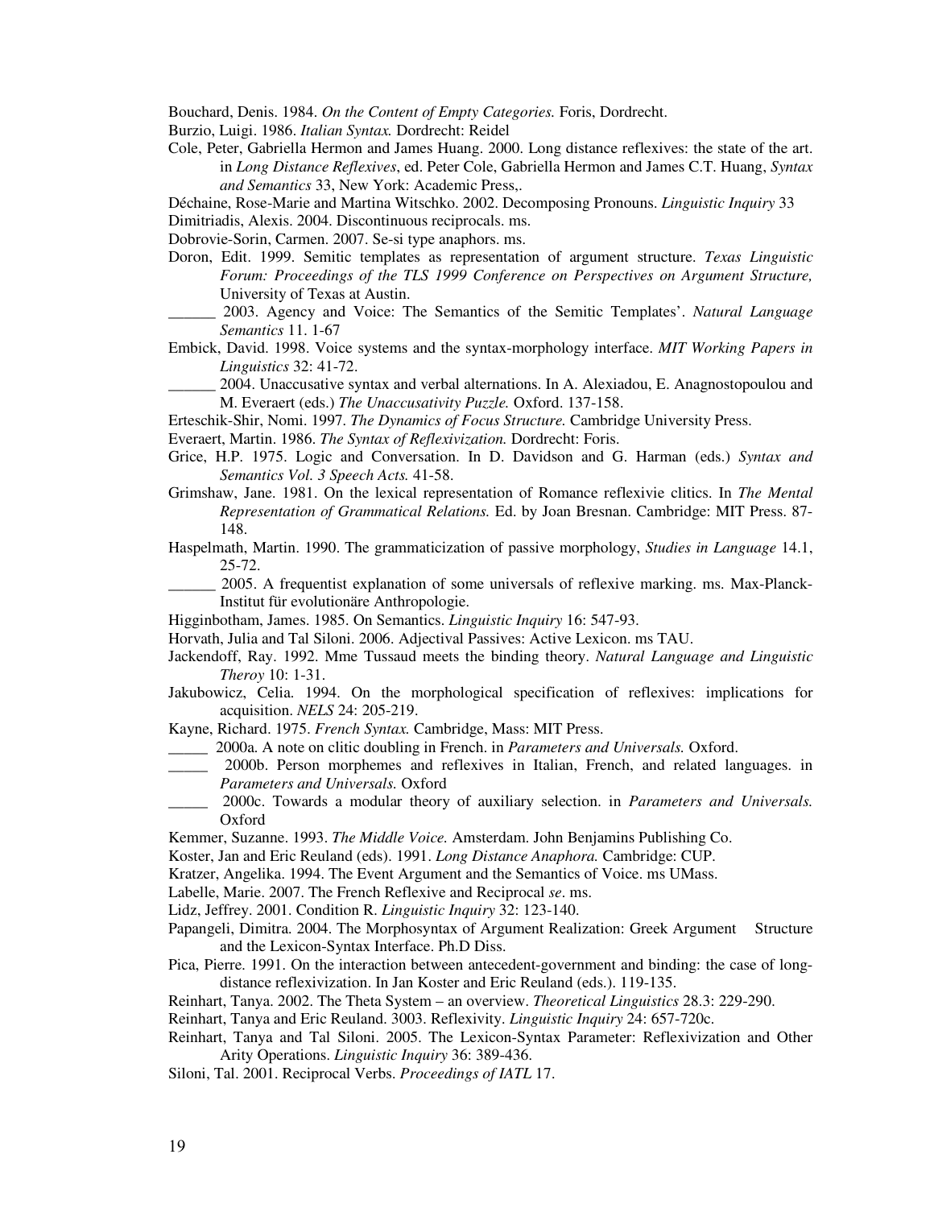Bouchard, Denis. 1984. *On the Content of Empty Categories.* Foris, Dordrecht.

Burzio, Luigi. 1986. *Italian Syntax.* Dordrecht: Reidel

Cole, Peter, Gabriella Hermon and James Huang. 2000. Long distance reflexives: the state of the art. in *Long Distance Reflexives*, ed. Peter Cole, Gabriella Hermon and James C.T. Huang, *Syntax and Semantics* 33, New York: Academic Press,.

Déchaine, Rose-Marie and Martina Witschko. 2002. Decomposing Pronouns. *Linguistic Inquiry* 33

Dimitriadis, Alexis. 2004. Discontinuous reciprocals. ms.

Dobrovie-Sorin, Carmen. 2007. Se-si type anaphors. ms.

Doron, Edit. 1999. Semitic templates as representation of argument structure. *Texas Linguistic Forum: Proceedings of the TLS 1999 Conference on Perspectives on Argument Structure,* University of Texas at Austin.

______ 2003. Agency and Voice: The Semantics of the Semitic Templates'. *Natural Language Semantics* 11. 1-67

Embick, David. 1998. Voice systems and the syntax-morphology interface. *MIT Working Papers in Linguistics* 32: 41-72.

______ 2004. Unaccusative syntax and verbal alternations. In A. Alexiadou, E. Anagnostopoulou and M. Everaert (eds.) *The Unaccusativity Puzzle.* Oxford. 137-158.

Erteschik-Shir, Nomi. 1997. *The Dynamics of Focus Structure.* Cambridge University Press.

Everaert, Martin. 1986. *The Syntax of Reflexivization.* Dordrecht: Foris.

Grice, H.P. 1975. Logic and Conversation. In D. Davidson and G. Harman (eds.) *Syntax and Semantics Vol. 3 Speech Acts.* 41-58.

Grimshaw, Jane. 1981. On the lexical representation of Romance reflexivie clitics. In *The Mental Representation of Grammatical Relations.* Ed. by Joan Bresnan. Cambridge: MIT Press. 87-148.

Haspelmath, Martin. 1990. The grammaticization of passive morphology, *Studies in Language* 14.1, 25-72.

______ 2005. A frequentist explanation of some universals of reflexive marking. ms. Max-Planck-Institut für evolutionäre Anthropologie.

Higginbotham, James. 1985. On Semantics. *Linguistic Inquiry* 16: 547-93.

Horvath, Julia and Tal Siloni. 2006. Adjectival Passives: Active Lexicon. ms TAU.

Jackendoff, Ray. 1992. Mme Tussaud meets the binding theory. *Natural Language and Linguistic Theroy* 10: 1-31.

Jakubowicz, Celia. 1994. On the morphological specification of reflexives: implications for acquisition. *NELS* 24: 205-219.

Kayne, Richard. 1975. *French Syntax.* Cambridge, Mass: MIT Press.

_____ 2000a. A note on clitic doubling in French. in *Parameters and Universals.* Oxford.

_____ 2000b. Person morphemes and reflexives in Italian, French, and related languages. in *Parameters and Universals.* Oxford

_____ 2000c. Towards a modular theory of auxiliary selection. in *Parameters and Universals.* Oxford

Kemmer, Suzanne. 1993. *The Middle Voice.* Amsterdam. John Benjamins Publishing Co.

Koster, Jan and Eric Reuland (eds). 1991. *Long Distance Anaphora.* Cambridge: CUP.

Kratzer, Angelika. 1994. The Event Argument and the Semantics of Voice. ms UMass.

Labelle, Marie. 2007. The French Reflexive and Reciprocal *se*. ms.

Lidz, Jeffrey. 2001. Condition R. *Linguistic Inquiry* 32: 123-140.

Papangeli, Dimitra. 2004. The Morphosyntax of Argument Realization: Greek Argument Structure and the Lexicon-Syntax Interface. Ph.D Diss.

Pica, Pierre. 1991. On the interaction between antecedent-government and binding: the case of long-distance reflexivization. In Jan Koster and Eric Reuland (eds.). 119-135.

Reinhart, Tanya. 2002. The Theta System – an overview. *Theoretical Linguistics* 28.3: 229-290.

Reinhart, Tanya and Eric Reuland. 3003. Reflexivity. *Linguistic Inquiry* 24: 657-720c.

Reinhart, Tanya and Tal Siloni. 2005. The Lexicon-Syntax Parameter: Reflexivization and Other Arity Operations. *Linguistic Inquiry* 36: 389-436.

Siloni, Tal. 2001. Reciprocal Verbs. *Proceedings of IATL* 17.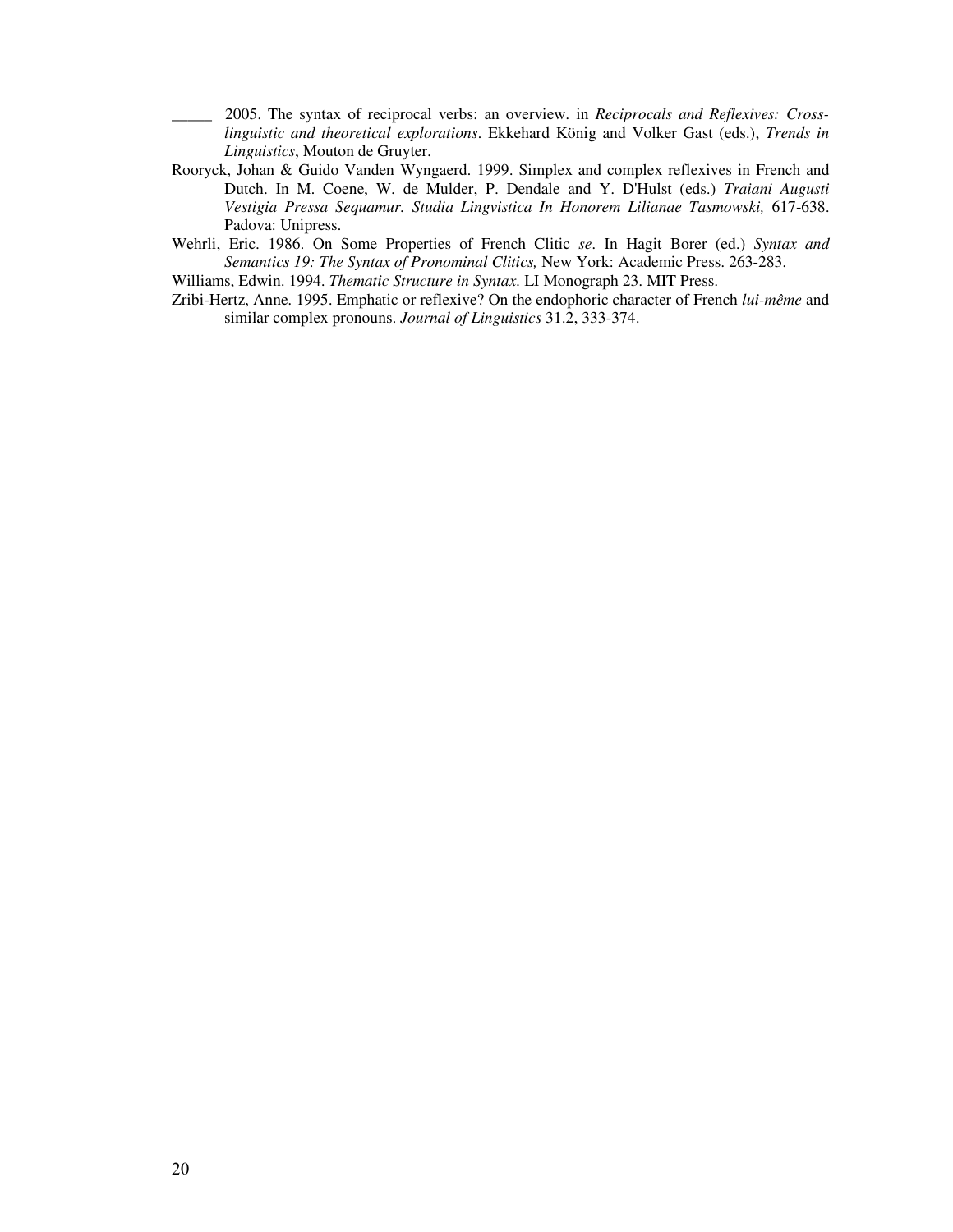_____ 2005. The syntax of reciprocal verbs: an overview. in *Reciprocals and Reflexives: Cross-linguistic and theoretical explorations*. Ekkehard König and Volker Gast (eds.), *Trends in Linguistics*, Mouton de Gruyter.

Rooryck, Johan & Guido Vanden Wyngaerd. 1999. Simplex and complex reflexives in French and Dutch. In M. Coene, W. de Mulder, P. Dendale and Y. D'Hulst (eds.) *Traiani Augusti Vestigia Pressa Sequamur. Studia Lingvistica In Honorem Lilianae Tasmowski,* 617-638. Padova: Unipress.

Wehrli, Eric. 1986. On Some Properties of French Clitic *se*. In Hagit Borer (ed.) *Syntax and Semantics 19: The Syntax of Pronominal Clitics,* New York: Academic Press. 263-283.

Williams, Edwin. 1994. *Thematic Structure in Syntax*. LI Monograph 23. MIT Press.

Zribi-Hertz, Anne. 1995. Emphatic or reflexive? On the endophoric character of French *lui-même* and similar complex pronouns. *Journal of Linguistics* 31.2, 333-374.